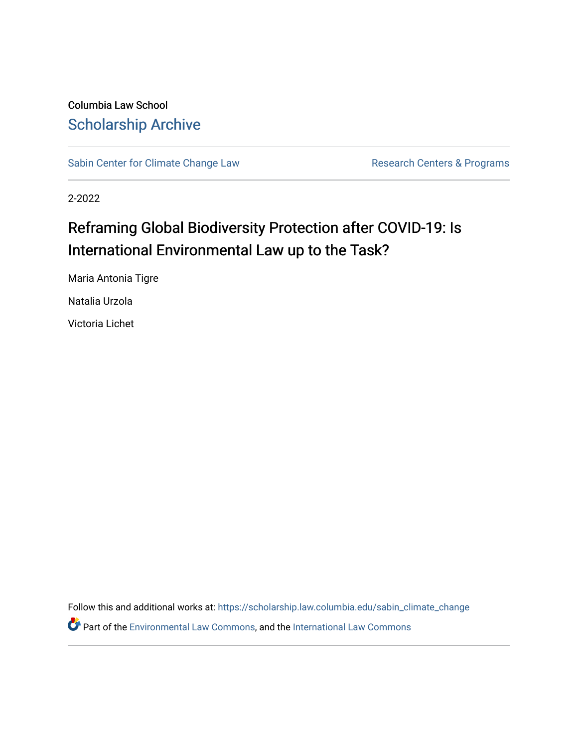Columbia Law School

## Scholarship Archive

Sabin Center for Climate Change Law | Research Centers & Programs

2-2022

# Reframing Global Biodiversity Protection after COVID-19: Is International Environmental Law up to the Task?

Maria Antonia Tigre

Natalia Urzola

Victoria Lichet

Follow this and additional works at: https://scholarship.law.columbia.edu/sabin_climate_change

Part of the Environmental Law Commons, and the International Law Commons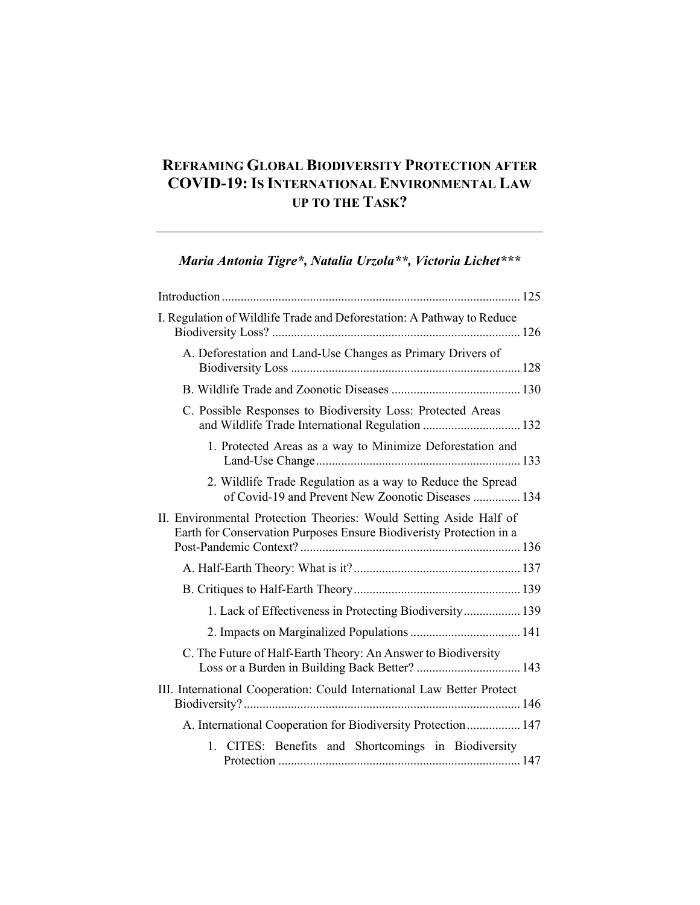# REFRAMING GLOBAL BIODIVERSITY PROTECTION AFTER COVID-19: IS INTERNATIONAL ENVIRONMENTAL LAW UP TO THE TASK?

***Maria Antonia Tigre\*, Natalia Urzola\*\*, Victoria Lichet\*\*\****

Introduction .............................................................................................. 125

I. Regulation of Wildlife Trade and Deforestation: A Pathway to Reduce Biodiversity Loss? .............................................................................. 126

A. Deforestation and Land-Use Changes as Primary Drivers of Biodiversity Loss ......................................................................... 128

B. Wildlife Trade and Zoonotic Diseases ......................................... 130

C. Possible Responses to Biodiversity Loss: Protected Areas and Wildlife Trade International Regulation ............................... 132

1. Protected Areas as a way to Minimize Deforestation and Land-Use Change ................................................................. 133

2. Wildlife Trade Regulation as a way to Reduce the Spread of Covid-19 and Prevent New Zoonotic Diseases ............... 134

II. Environmental Protection Theories: Would Setting Aside Half of Earth for Conservation Purposes Ensure Biodiveristy Protection in a Post-Pandemic Context? ..................................................................... 136

A. Half-Earth Theory: What is it? ..................................................... 137

B. Critiques to Half-Earth Theory ..................................................... 139

1. Lack of Effectiveness in Protecting Biodiversity .................. 139

2. Impacts on Marginalized Populations ................................... 141

C. The Future of Half-Earth Theory: An Answer to Biodiversity Loss or a Burden in Building Back Better? ................................. 143

III. International Cooperation: Could International Law Better Protect Biodiversity? ....................................................................................... 146

A. International Cooperation for Biodiversity Protection ................. 147

1. CITES: Benefits and Shortcomings in Biodiversity Protection ............................................................................. 147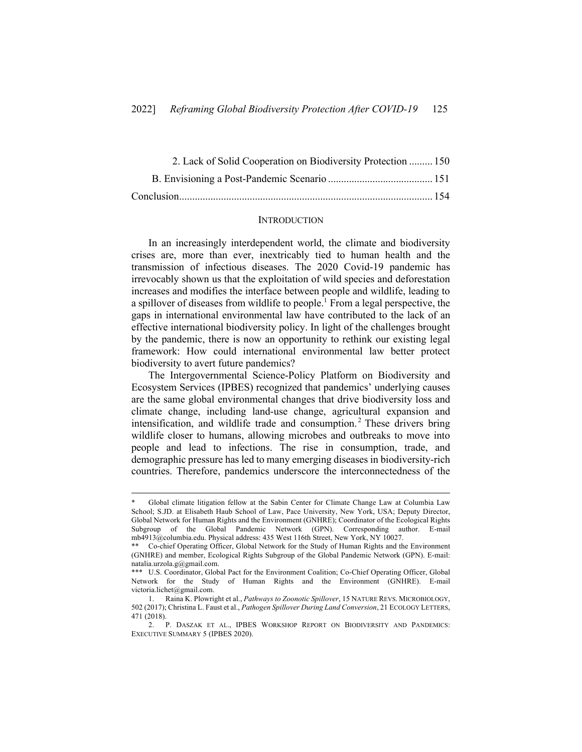2. Lack of Solid Cooperation on Biodiversity Protection ......... 150

B. Envisioning a Post-Pandemic Scenario ........................................ 151

Conclusion................................................................................................ 154

## INTRODUCTION

In an increasingly interdependent world, the climate and biodiversity crises are, more than ever, inextricably tied to human health and the transmission of infectious diseases. The 2020 Covid-19 pandemic has irrevocably shown us that the exploitation of wild species and deforestation increases and modifies the interface between people and wildlife, leading to a spillover of diseases from wildlife to people.[1] From a legal perspective, the gaps in international environmental law have contributed to the lack of an effective international biodiversity policy. In light of the challenges brought by the pandemic, there is now an opportunity to rethink our existing legal framework: How could international environmental law better protect biodiversity to avert future pandemics?

The Intergovernmental Science-Policy Platform on Biodiversity and Ecosystem Services (IPBES) recognized that pandemics' underlying causes are the same global environmental changes that drive biodiversity loss and climate change, including land-use change, agricultural expansion and intensification, and wildlife trade and consumption.[2] These drivers bring wildlife closer to humans, allowing microbes and outbreaks to move into people and lead to infections. The rise in consumption, trade, and demographic pressure has led to many emerging diseases in biodiversity-rich countries. Therefore, pandemics underscore the interconnectedness of the

---

\* Global climate litigation fellow at the Sabin Center for Climate Change Law at Columbia Law School; S.JD. at Elisabeth Haub School of Law, Pace University, New York, USA; Deputy Director, Global Network for Human Rights and the Environment (GNHRE); Coordinator of the Ecological Rights Subgroup of the Global Pandemic Network (GPN). Corresponding author. E-mail mb4913@columbia.edu. Physical address: 435 West 116th Street, New York, NY 10027.

\*\* Co-chief Operating Officer, Global Network for the Study of Human Rights and the Environment (GNHRE) and member, Ecological Rights Subgroup of the Global Pandemic Network (GPN). E-mail: natalia.urzola.g@gmail.com.

\*\*\* U.S. Coordinator, Global Pact for the Environment Coalition; Co-Chief Operating Officer, Global Network for the Study of Human Rights and the Environment (GNHRE). E-mail victoria.lichet@gmail.com.

1. Raina K. Plowright et al., *Pathways to Zoonotic Spillover*, 15 NATURE REVS. MICROBIOLOGY, 502 (2017); Christina L. Faust et al., *Pathogen Spillover During Land Conversion*, 21 ECOLOGY LETTERS, 471 (2018).

2. P. DASZAK ET AL., IPBES WORKSHOP REPORT ON BIODIVERSITY AND PANDEMICS: EXECUTIVE SUMMARY 5 (IPBES 2020).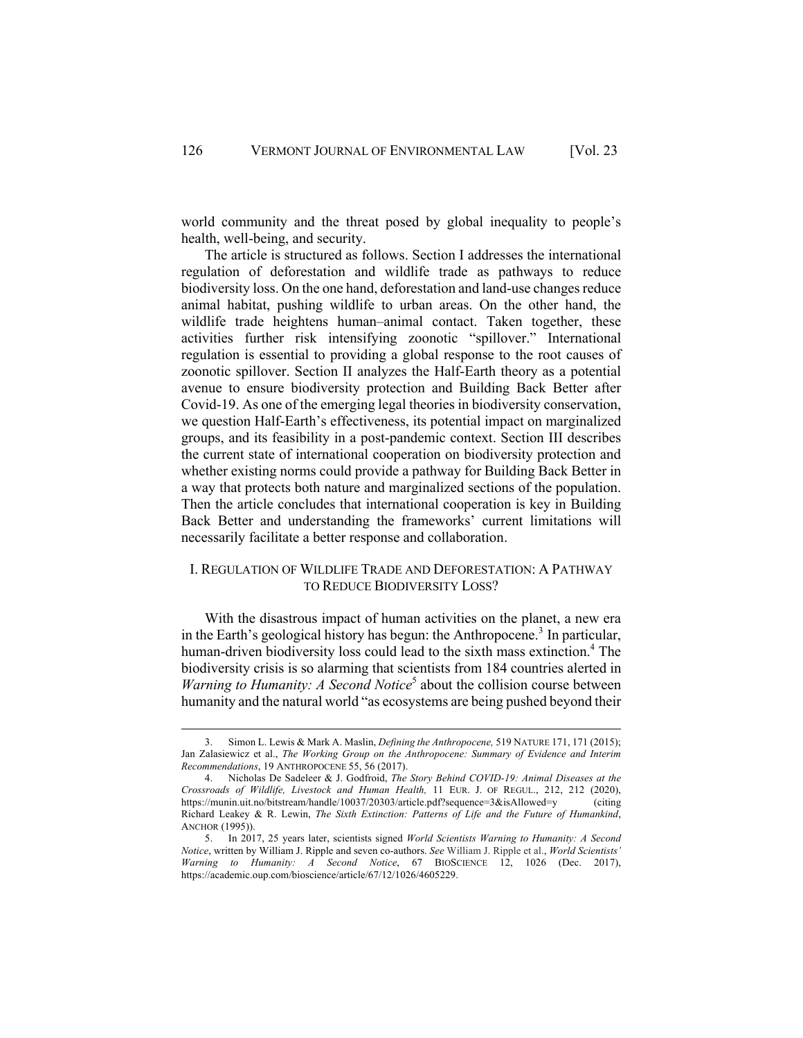world community and the threat posed by global inequality to people's health, well-being, and security.

The article is structured as follows. Section I addresses the international regulation of deforestation and wildlife trade as pathways to reduce biodiversity loss. On the one hand, deforestation and land-use changes reduce animal habitat, pushing wildlife to urban areas. On the other hand, the wildlife trade heightens human–animal contact. Taken together, these activities further risk intensifying zoonotic "spillover." International regulation is essential to providing a global response to the root causes of zoonotic spillover. Section II analyzes the Half-Earth theory as a potential avenue to ensure biodiversity protection and Building Back Better after Covid-19. As one of the emerging legal theories in biodiversity conservation, we question Half-Earth's effectiveness, its potential impact on marginalized groups, and its feasibility in a post-pandemic context. Section III describes the current state of international cooperation on biodiversity protection and whether existing norms could provide a pathway for Building Back Better in a way that protects both nature and marginalized sections of the population. Then the article concludes that international cooperation is key in Building Back Better and understanding the frameworks' current limitations will necessarily facilitate a better response and collaboration.

## I. REGULATION OF WILDLIFE TRADE AND DEFORESTATION: A PATHWAY TO REDUCE BIODIVERSITY LOSS?

With the disastrous impact of human activities on the planet, a new era in the Earth's geological history has begun: the Anthropocene.[3] In particular, human-driven biodiversity loss could lead to the sixth mass extinction.[4] The biodiversity crisis is so alarming that scientists from 184 countries alerted in *Warning to Humanity: A Second Notice*[5] about the collision course between humanity and the natural world "as ecosystems are being pushed beyond their

---

3. Simon L. Lewis & Mark A. Maslin, *Defining the Anthropocene,* 519 NATURE 171, 171 (2015); Jan Zalasiewicz et al., *The Working Group on the Anthropocene: Summary of Evidence and Interim Recommendations*, 19 ANTHROPOCENE 55, 56 (2017).

4. Nicholas De Sadeleer & J. Godfroid, *The Story Behind COVID-19: Animal Diseases at the Crossroads of Wildlife, Livestock and Human Health,* 11 EUR. J. OF REGUL., 212, 212 (2020), https://munin.uit.no/bitstream/handle/10037/20303/article.pdf?sequence=3&isAllowed=y (citing Richard Leakey & R. Lewin, *The Sixth Extinction: Patterns of Life and the Future of Humankind*, ANCHOR (1995)).

5. In 2017, 25 years later, scientists signed *World Scientists Warning to Humanity: A Second Notice*, written by William J. Ripple and seven co-authors. *See* William J. Ripple et al., *World Scientists' Warning to Humanity: A Second Notice*, 67 BIOSCIENCE 12, 1026 (Dec. 2017), https://academic.oup.com/bioscience/article/67/12/1026/4605229.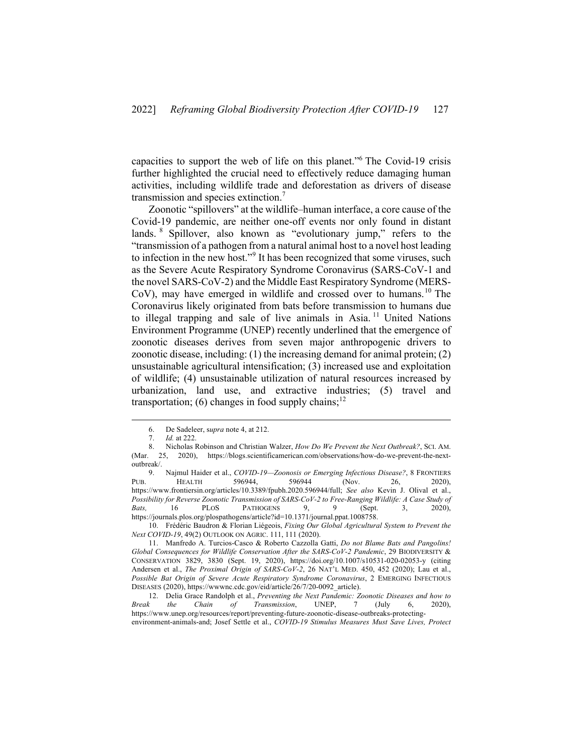capacities to support the web of life on this planet."[6] The Covid-19 crisis further highlighted the crucial need to effectively reduce damaging human activities, including wildlife trade and deforestation as drivers of disease transmission and species extinction.[7]

Zoonotic "spillovers" at the wildlife–human interface, a core cause of the Covid-19 pandemic, are neither one-off events nor only found in distant lands.[8] Spillover, also known as "evolutionary jump," refers to the "transmission of a pathogen from a natural animal host to a novel host leading to infection in the new host."[9] It has been recognized that some viruses, such as the Severe Acute Respiratory Syndrome Coronavirus (SARS-CoV-1 and the novel SARS-CoV-2) and the Middle East Respiratory Syndrome (MERS-CoV), may have emerged in wildlife and crossed over to humans.[10] The Coronavirus likely originated from bats before transmission to humans due to illegal trapping and sale of live animals in Asia.[11] United Nations Environment Programme (UNEP) recently underlined that the emergence of zoonotic diseases derives from seven major anthropogenic drivers to zoonotic disease, including: (1) the increasing demand for animal protein; (2) unsustainable agricultural intensification; (3) increased use and exploitation of wildlife; (4) unsustainable utilization of natural resources increased by urbanization, land use, and extractive industries; (5) travel and transportation; (6) changes in food supply chains;[12]

---

6. De Sadeleer, *supra* note 4, at 212.

7. *Id.* at 222.

8. Nicholas Robinson and Christian Walzer, *How Do We Prevent the Next Outbreak?*, SCI. AM. (Mar. 25, 2020), https://blogs.scientificamerican.com/observations/how-do-we-prevent-the-next-outbreak/.

9. Najmul Haider et al., *COVID-19—Zoonosis or Emerging Infectious Disease?*, 8 FRONTIERS PUB. HEALTH 596944, 596944 (Nov. 26, 2020), https://www.frontiersin.org/articles/10.3389/fpubh.2020.596944/full; *See also* Kevin J. Olival et al., *Possibility for Reverse Zoonotic Transmission of SARS-CoV-2 to Free-Ranging Wildlife: A Case Study of Bats,* 16 PLOS PATHOGENS 9, 9 (Sept. 3, 2020), https://journals.plos.org/plospathogens/article?id=10.1371/journal.ppat.1008758.

10. Frédéric Baudron & Florian Liégeois, *Fixing Our Global Agricultural System to Prevent the Next COVID-19*, 49(2) OUTLOOK ON AGRIC. 111, 111 (2020).

11. Manfredo A. Turcios-Casco & Roberto Cazzolla Gatti, *Do not Blame Bats and Pangolins! Global Consequences for Wildlife Conservation After the SARS-CoV-2 Pandemic*, 29 BIODIVERSITY & CONSERVATION 3829, 3830 (Sept. 19, 2020), https://doi.org/10.1007/s10531-020-02053-y (citing Andersen et al., *The Proximal Origin of SARS-CoV-2*, 26 NAT'L MED. 450, 452 (2020); Lau et al., *Possible Bat Origin of Severe Acute Respiratory Syndrome Coronavirus*, 2 EMERGING INFECTIOUS DISEASES (2020), https://wwwnc.cdc.gov/eid/article/26/7/20-0092_article).

12. Delia Grace Randolph et al., *Preventing the Next Pandemic: Zoonotic Diseases and how to Break the Chain of Transmission*, UNEP, 7 (July 6, 2020), https://www.unep.org/resources/report/preventing-future-zoonotic-disease-outbreaks-protecting-environment-animals-and; Josef Settle et al., *COVID-19 Stimulus Measures Must Save Lives, Protect*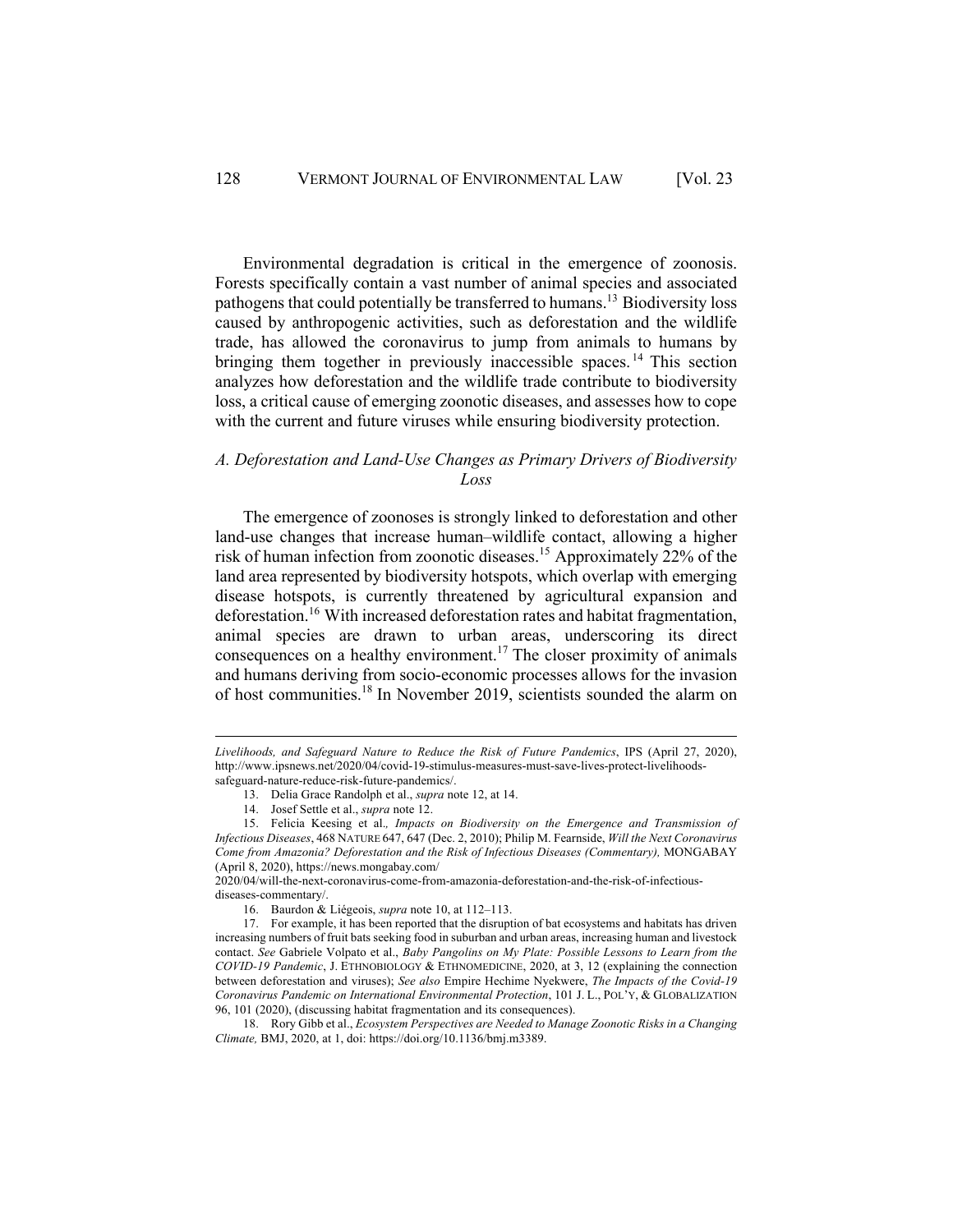Environmental degradation is critical in the emergence of zoonosis. Forests specifically contain a vast number of animal species and associated pathogens that could potentially be transferred to humans.[13] Biodiversity loss caused by anthropogenic activities, such as deforestation and the wildlife trade, has allowed the coronavirus to jump from animals to humans by bringing them together in previously inaccessible spaces.[14] This section analyzes how deforestation and the wildlife trade contribute to biodiversity loss, a critical cause of emerging zoonotic diseases, and assesses how to cope with the current and future viruses while ensuring biodiversity protection.

### *A. Deforestation and Land-Use Changes as Primary Drivers of Biodiversity Loss*

The emergence of zoonoses is strongly linked to deforestation and other land-use changes that increase human–wildlife contact, allowing a higher risk of human infection from zoonotic diseases.[15] Approximately 22% of the land area represented by biodiversity hotspots, which overlap with emerging disease hotspots, is currently threatened by agricultural expansion and deforestation.[16] With increased deforestation rates and habitat fragmentation, animal species are drawn to urban areas, underscoring its direct consequences on a healthy environment.[17] The closer proximity of animals and humans deriving from socio-economic processes allows for the invasion of host communities.[18] In November 2019, scientists sounded the alarm on

---

*Livelihoods, and Safeguard Nature to Reduce the Risk of Future Pandemics*, IPS (April 27, 2020), http://www.ipsnews.net/2020/04/covid-19-stimulus-measures-must-save-lives-protect-livelihoods-safeguard-nature-reduce-risk-future-pandemics/.

13. Delia Grace Randolph et al., *supra* note 12, at 14.

14. Josef Settle et al., *supra* note 12.

15. Felicia Keesing et al*., Impacts on Biodiversity on the Emergence and Transmission of Infectious Diseases*, 468 NATURE 647, 647 (Dec. 2, 2010); Philip M. Fearnside, *Will the Next Coronavirus Come from Amazonia? Deforestation and the Risk of Infectious Diseases (Commentary),* MONGABAY (April 8, 2020), https://news.mongabay.com/2020/04/will-the-next-coronavirus-come-from-amazonia-deforestation-and-the-risk-of-infectious-diseases-commentary/.

16. Baurdon & Liégeois, *supra* note 10, at 112–113.

17. For example, it has been reported that the disruption of bat ecosystems and habitats has driven increasing numbers of fruit bats seeking food in suburban and urban areas, increasing human and livestock contact. *See* Gabriele Volpato et al., *Baby Pangolins on My Plate: Possible Lessons to Learn from the COVID-19 Pandemic*, J. ETHNOBIOLOGY & ETHNOMEDICINE, 2020, at 3, 12 (explaining the connection between deforestation and viruses); *See also* Empire Hechime Nyekwere, *The Impacts of the Covid-19 Coronavirus Pandemic on International Environmental Protection*, 101 J. L., POL'Y, & GLOBALIZATION 96, 101 (2020), (discussing habitat fragmentation and its consequences).

18. Rory Gibb et al., *Ecosystem Perspectives are Needed to Manage Zoonotic Risks in a Changing Climate,* BMJ, 2020, at 1, doi: https://doi.org/10.1136/bmj.m3389.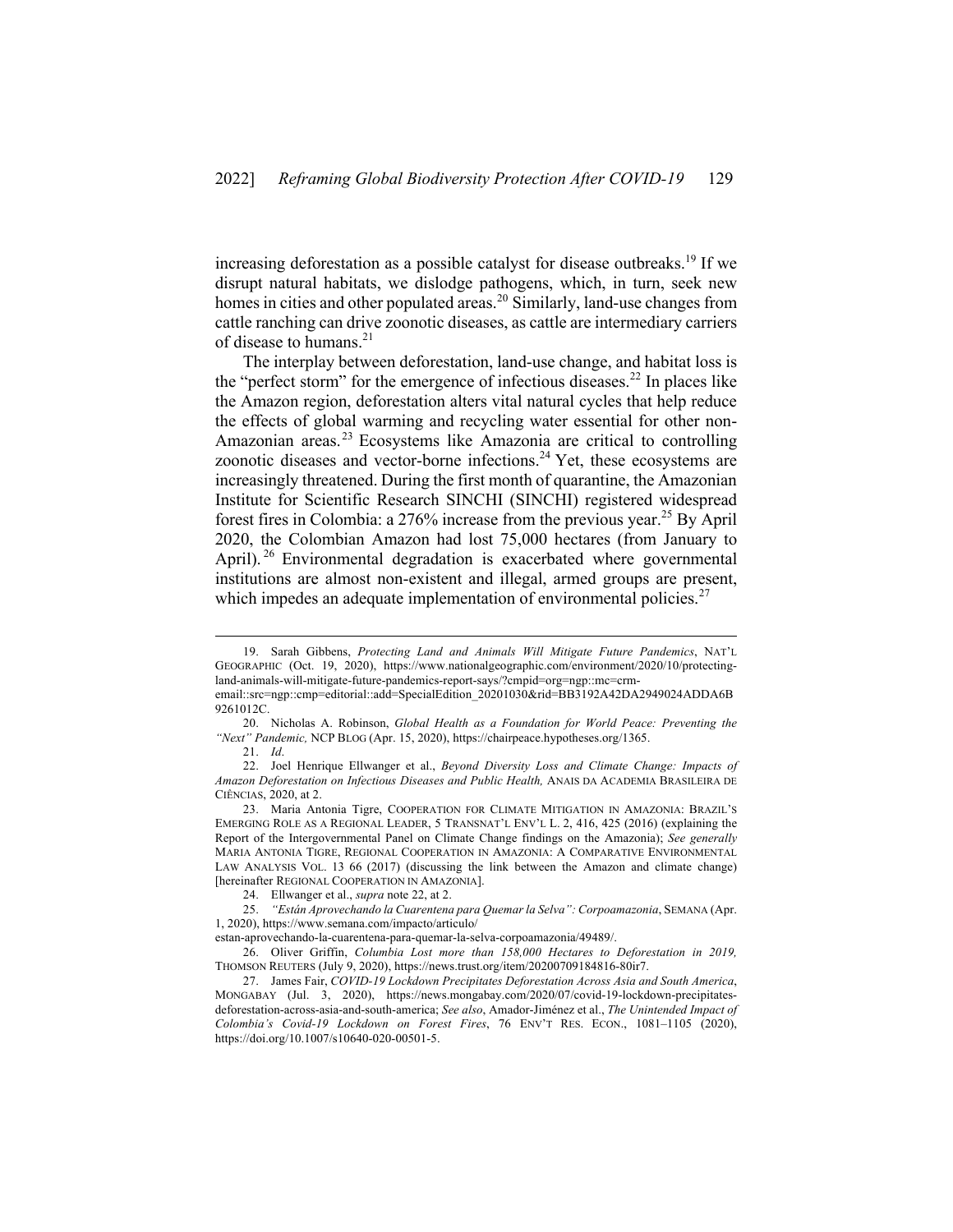increasing deforestation as a possible catalyst for disease outbreaks.[19] If we disrupt natural habitats, we dislodge pathogens, which, in turn, seek new homes in cities and other populated areas.[20] Similarly, land-use changes from cattle ranching can drive zoonotic diseases, as cattle are intermediary carriers of disease to humans.[21]

The interplay between deforestation, land-use change, and habitat loss is the "perfect storm" for the emergence of infectious diseases.[22] In places like the Amazon region, deforestation alters vital natural cycles that help reduce the effects of global warming and recycling water essential for other non-Amazonian areas.[23] Ecosystems like Amazonia are critical to controlling zoonotic diseases and vector-borne infections.[24] Yet, these ecosystems are increasingly threatened. During the first month of quarantine, the Amazonian Institute for Scientific Research SINCHI (SINCHI) registered widespread forest fires in Colombia: a 276% increase from the previous year.[25] By April 2020, the Colombian Amazon had lost 75,000 hectares (from January to April).[26] Environmental degradation is exacerbated where governmental institutions are almost non-existent and illegal, armed groups are present, which impedes an adequate implementation of environmental policies.[27]

---

19. Sarah Gibbens, *Protecting Land and Animals Will Mitigate Future Pandemics*, NAT'L GEOGRAPHIC (Oct. 19, 2020), https://www.nationalgeographic.com/environment/2020/10/protecting-land-animals-will-mitigate-future-pandemics-report-says/?cmpid=org=ngp::mc=crm-email::src=ngp::cmp=editorial::add=SpecialEdition_20201030&rid=BB3192A42DA2949024ADDA6B9261012C.

20. Nicholas A. Robinson, *Global Health as a Foundation for World Peace: Preventing the "Next" Pandemic,* NCP BLOG (Apr. 15, 2020), https://chairpeace.hypotheses.org/1365.

21. *Id*.

22. Joel Henrique Ellwanger et al., *Beyond Diversity Loss and Climate Change: Impacts of Amazon Deforestation on Infectious Diseases and Public Health,* ANAIS DA ACADEMIA BRASILEIRA DE CIÊNCIAS, 2020, at 2.

23. Maria Antonia Tigre, COOPERATION FOR CLIMATE MITIGATION IN AMAZONIA: BRAZIL'S EMERGING ROLE AS A REGIONAL LEADER, 5 TRANSNAT'L ENV'L L. 2, 416, 425 (2016) (explaining the Report of the Intergovernmental Panel on Climate Change findings on the Amazonia); *See generally* MARIA ANTONIA TIGRE, REGIONAL COOPERATION IN AMAZONIA: A COMPARATIVE ENVIRONMENTAL LAW ANALYSIS VOL. 13 66 (2017) (discussing the link between the Amazon and climate change) [hereinafter REGIONAL COOPERATION IN AMAZONIA].

24. Ellwanger et al., *supra* note 22, at 2.

25. *"Están Aprovechando la Cuarentena para Quemar la Selva": Corpoamazonia*, SEMANA (Apr. 1, 2020), https://www.semana.com/impacto/articulo/estan-aprovechando-la-cuarentena-para-quemar-la-selva-corpoamazonia/49489/.

26. Oliver Griffin, *Columbia Lost more than 158,000 Hectares to Deforestation in 2019,* THOMSON REUTERS (July 9, 2020), https://news.trust.org/item/20200709184816-80ir7.

27. James Fair, *COVID-19 Lockdown Precipitates Deforestation Across Asia and South America*, MONGABAY (Jul. 3, 2020), https://news.mongabay.com/2020/07/covid-19-lockdown-precipitates-deforestation-across-asia-and-south-america; *See also*, Amador-Jiménez et al., *The Unintended Impact of Colombia's Covid-19 Lockdown on Forest Fires*, 76 ENV'T RES. ECON., 1081–1105 (2020), https://doi.org/10.1007/s10640-020-00501-5.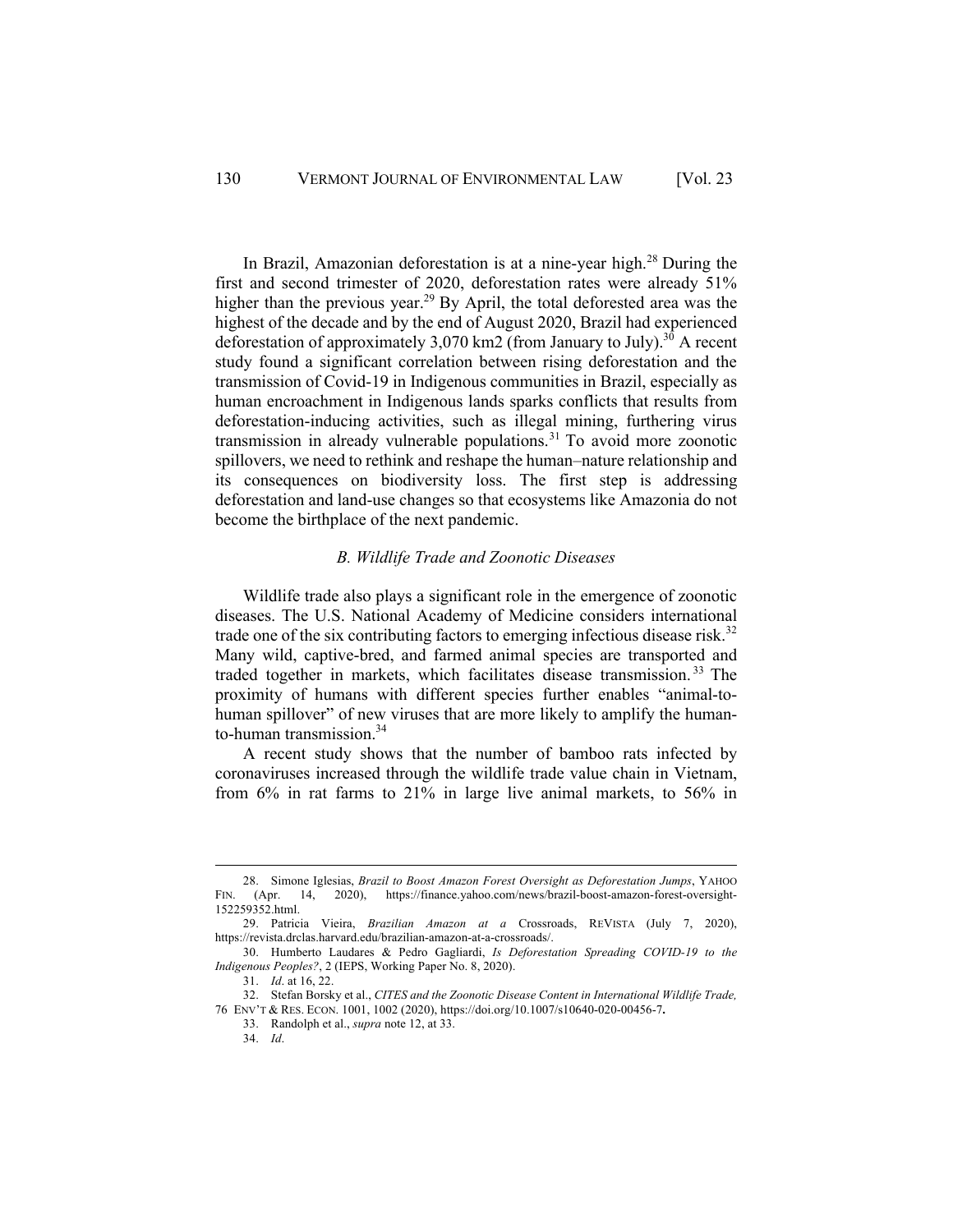In Brazil, Amazonian deforestation is at a nine-year high.[28] During the first and second trimester of 2020, deforestation rates were already 51% higher than the previous year.[29] By April, the total deforested area was the highest of the decade and by the end of August 2020, Brazil had experienced deforestation of approximately 3,070 km2 (from January to July).[30] A recent study found a significant correlation between rising deforestation and the transmission of Covid-19 in Indigenous communities in Brazil, especially as human encroachment in Indigenous lands sparks conflicts that results from deforestation-inducing activities, such as illegal mining, furthering virus transmission in already vulnerable populations.[31] To avoid more zoonotic spillovers, we need to rethink and reshape the human–nature relationship and its consequences on biodiversity loss. The first step is addressing deforestation and land-use changes so that ecosystems like Amazonia do not become the birthplace of the next pandemic.

### *B. Wildlife Trade and Zoonotic Diseases*

Wildlife trade also plays a significant role in the emergence of zoonotic diseases. The U.S. National Academy of Medicine considers international trade one of the six contributing factors to emerging infectious disease risk.[32] Many wild, captive-bred, and farmed animal species are transported and traded together in markets, which facilitates disease transmission.[33] The proximity of humans with different species further enables "animal-to-human spillover" of new viruses that are more likely to amplify the human-to-human transmission.[34]

A recent study shows that the number of bamboo rats infected by coronaviruses increased through the wildlife trade value chain in Vietnam, from 6% in rat farms to 21% in large live animal markets, to 56% in

---

28. Simone Iglesias, *Brazil to Boost Amazon Forest Oversight as Deforestation Jumps*, YAHOO FIN. (Apr. 14, 2020), https://finance.yahoo.com/news/brazil-boost-amazon-forest-oversight-152259352.html.

29. Patricia Vieira, *Brazilian Amazon at a* Crossroads, REVISTA (July 7, 2020), https://revista.drclas.harvard.edu/brazilian-amazon-at-a-crossroads/.

30. Humberto Laudares & Pedro Gagliardi, *Is Deforestation Spreading COVID-19 to the Indigenous Peoples?*, 2 (IEPS, Working Paper No. 8, 2020).

31. *Id*. at 16, 22.

32. Stefan Borsky et al., *CITES and the Zoonotic Disease Content in International Wildlife Trade,* 76 ENV'T & RES. ECON. 1001, 1002 (2020), https://doi.org/10.1007/s10640-020-00456-7**.**

33. Randolph et al., *supra* note 12, at 33.

34. *Id*.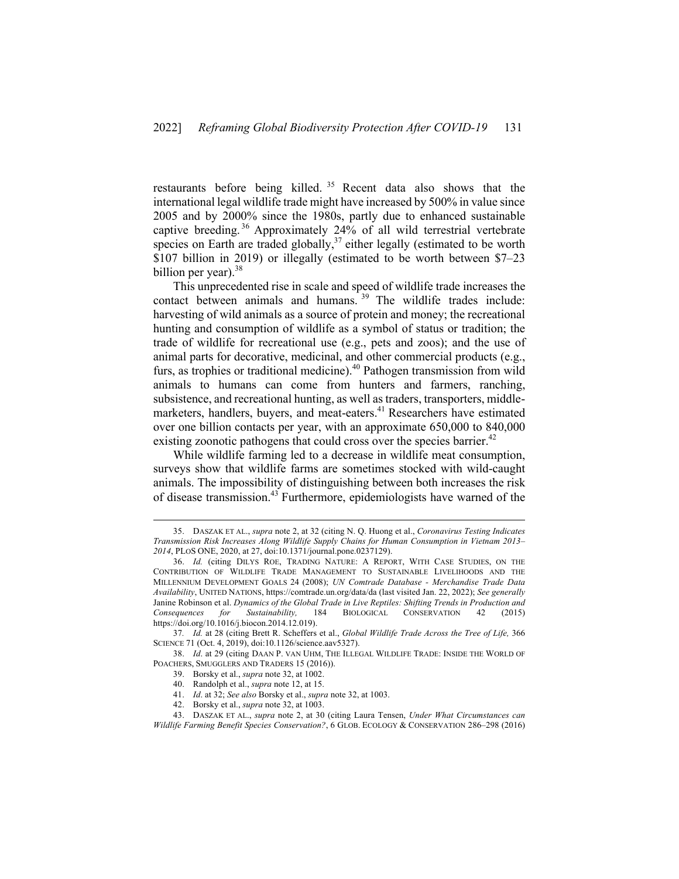restaurants before being killed.[35] Recent data also shows that the international legal wildlife trade might have increased by 500% in value since 2005 and by 2000% since the 1980s, partly due to enhanced sustainable captive breeding.[36] Approximately 24% of all wild terrestrial vertebrate species on Earth are traded globally,[37] either legally (estimated to be worth $107 billion in 2019) or illegally (estimated to be worth between $7–23 billion per year).[38]

This unprecedented rise in scale and speed of wildlife trade increases the contact between animals and humans.[39] The wildlife trades include: harvesting of wild animals as a source of protein and money; the recreational hunting and consumption of wildlife as a symbol of status or tradition; the trade of wildlife for recreational use (e.g., pets and zoos); and the use of animal parts for decorative, medicinal, and other commercial products (e.g., furs, as trophies or traditional medicine).[40] Pathogen transmission from wild animals to humans can come from hunters and farmers, ranching, subsistence, and recreational hunting, as well as traders, transporters, middle-marketers, handlers, buyers, and meat-eaters.[41] Researchers have estimated over one billion contacts per year, with an approximate 650,000 to 840,000 existing zoonotic pathogens that could cross over the species barrier.[42]

While wildlife farming led to a decrease in wildlife meat consumption, surveys show that wildlife farms are sometimes stocked with wild-caught animals. The impossibility of distinguishing between both increases the risk of disease transmission.[43] Furthermore, epidemiologists have warned of the

---

35. DASZAK ET AL., *supra* note 2, at 32 (citing N. Q. Huong et al., *Coronavirus Testing Indicates Transmission Risk Increases Along Wildlife Supply Chains for Human Consumption in Vietnam 2013–2014*, PLOS ONE, 2020, at 27, doi:10.1371/journal.pone.0237129).

36. *Id.* (citing DILYS ROE, TRADING NATURE: A REPORT, WITH CASE STUDIES, ON THE CONTRIBUTION OF WILDLIFE TRADE MANAGEMENT TO SUSTAINABLE LIVELIHOODS AND THE MILLENNIUM DEVELOPMENT GOALS 24 (2008); *UN Comtrade Database - Merchandise Trade Data Availability*, UNITED NATIONS, https://comtrade.un.org/data/da (last visited Jan. 22, 2022); *See generally* Janine Robinson et al. *Dynamics of the Global Trade in Live Reptiles: Shifting Trends in Production and Consequences for Sustainability,* 184 BIOLOGICAL CONSERVATION 42 (2015) https://doi.org/10.1016/j.biocon.2014.12.019).

37. *Id.* at 28 (citing Brett R. Scheffers et al., *Global Wildlife Trade Across the Tree of Life,* 366 SCIENCE 71 (Oct. 4, 2019), doi:10.1126/science.aav5327).

38. *Id*. at 29 (citing DAAN P. VAN UHM, THE ILLEGAL WILDLIFE TRADE: INSIDE THE WORLD OF POACHERS, SMUGGLERS AND TRADERS 15 (2016)).

39. Borsky et al., *supra* note 32, at 1002.

40. Randolph et al., *supra* note 12, at 15.

41. *Id*. at 32; *See also* Borsky et al., *supra* note 32, at 1003.

42. Borsky et al., *supra* note 32, at 1003.

43. DASZAK ET AL., *supra* note 2, at 30 (citing Laura Tensen, *Under What Circumstances can Wildlife Farming Benefit Species Conservation?*, 6 GLOB. ECOLOGY & CONSERVATION 286–298 (2016)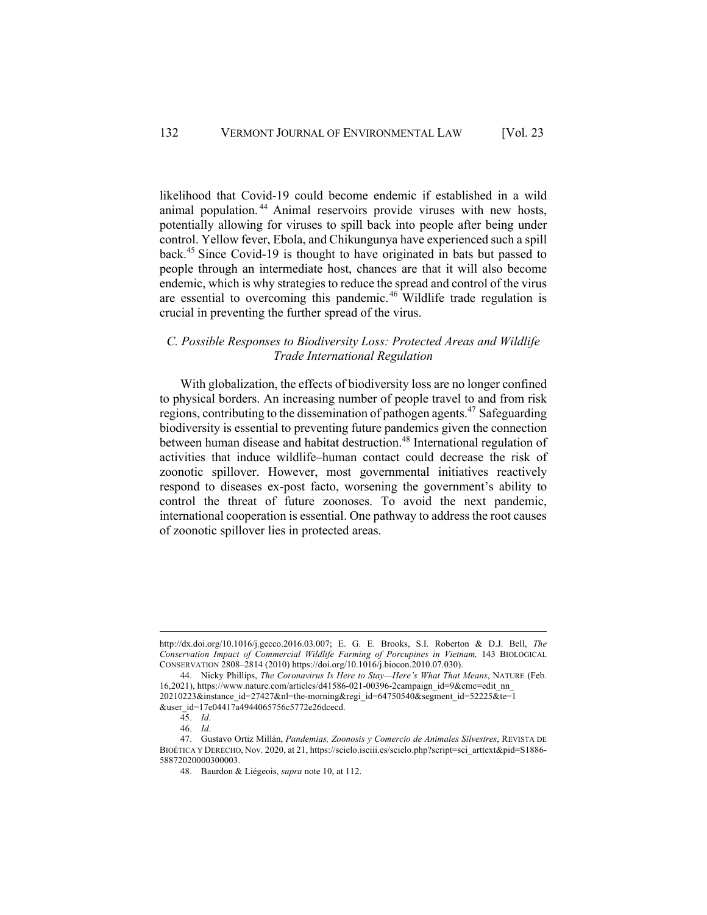likelihood that Covid-19 could become endemic if established in a wild animal population.[44] Animal reservoirs provide viruses with new hosts, potentially allowing for viruses to spill back into people after being under control. Yellow fever, Ebola, and Chikungunya have experienced such a spill back.[45] Since Covid-19 is thought to have originated in bats but passed to people through an intermediate host, chances are that it will also become endemic, which is why strategies to reduce the spread and control of the virus are essential to overcoming this pandemic.[46] Wildlife trade regulation is crucial in preventing the further spread of the virus.

### *C. Possible Responses to Biodiversity Loss: Protected Areas and Wildlife Trade International Regulation*

With globalization, the effects of biodiversity loss are no longer confined to physical borders. An increasing number of people travel to and from risk regions, contributing to the dissemination of pathogen agents.[47] Safeguarding biodiversity is essential to preventing future pandemics given the connection between human disease and habitat destruction.[48] International regulation of activities that induce wildlife–human contact could decrease the risk of zoonotic spillover. However, most governmental initiatives reactively respond to diseases ex-post facto, worsening the government's ability to control the threat of future zoonoses. To avoid the next pandemic, international cooperation is essential. One pathway to address the root causes of zoonotic spillover lies in protected areas.

---

http://dx.doi.org/10.1016/j.gecco.2016.03.007; E. G. E. Brooks, S.I. Roberton & D.J. Bell, *The Conservation Impact of Commercial Wildlife Farming of Porcupines in Vietnam,* 143 BIOLOGICAL CONSERVATION 2808–2814 (2010) https://doi.org/10.1016/j.biocon.2010.07.030).

44. Nicky Phillips, *The Coronavirus Is Here to Stay—Here's What That Means*, NATURE (Feb. 16,2021), https://www.nature.com/articles/d41586-021-00396-2campaign_id=9&emc=edit_nn_20210223&instance_id=27427&nl=the-morning&regi_id=64750540&segment_id=52225&te=1&user_id=17e04417a4944065756c5772e26dcecd.

45. *Id*.

46. *Id*.

47. Gustavo Ortiz Millán, *Pandemias, Zoonosis y Comercio de Animales Silvestres*, REVISTA DE BIOÉTICA Y DERECHO, Nov. 2020, at 21, https://scielo.isciii.es/scielo.php?script=sci_arttext&pid=S1886-58872020000300003.

48. Baurdon & Liégeois, *supra* note 10, at 112.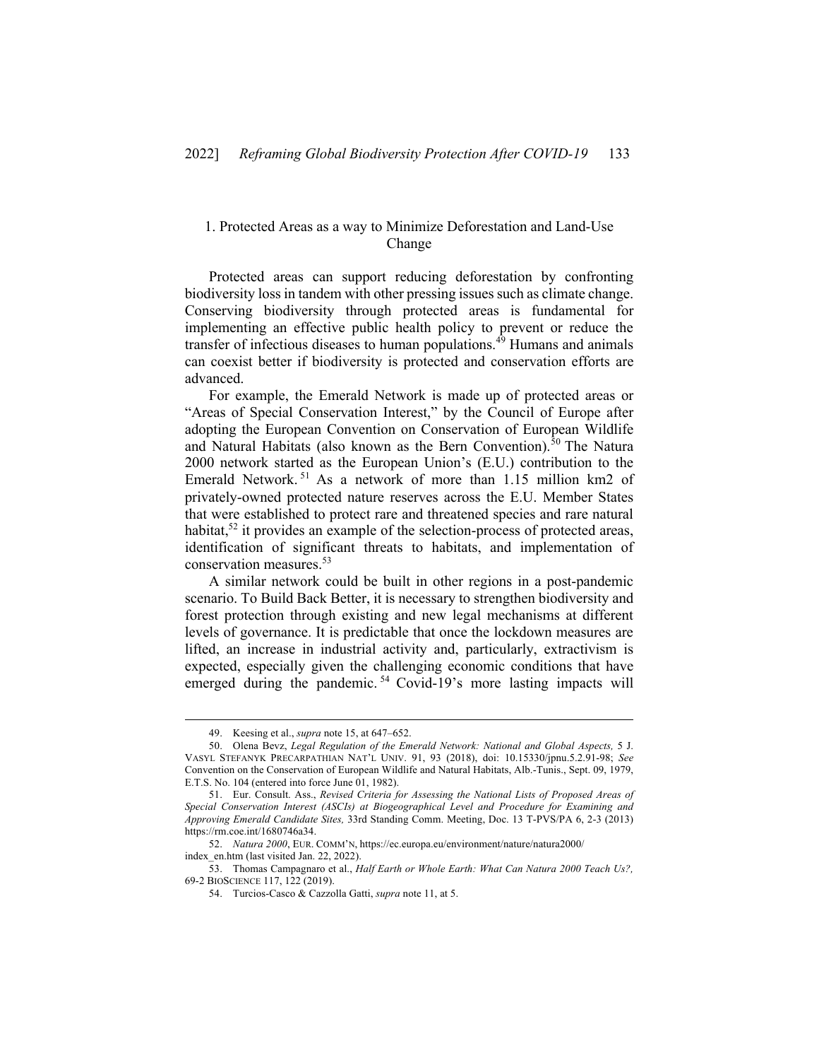### 1. Protected Areas as a way to Minimize Deforestation and Land-Use Change

Protected areas can support reducing deforestation by confronting biodiversity loss in tandem with other pressing issues such as climate change. Conserving biodiversity through protected areas is fundamental for implementing an effective public health policy to prevent or reduce the transfer of infectious diseases to human populations.[49] Humans and animals can coexist better if biodiversity is protected and conservation efforts are advanced.

For example, the Emerald Network is made up of protected areas or "Areas of Special Conservation Interest," by the Council of Europe after adopting the European Convention on Conservation of European Wildlife and Natural Habitats (also known as the Bern Convention).[50] The Natura 2000 network started as the European Union's (E.U.) contribution to the Emerald Network.[51] As a network of more than 1.15 million km2 of privately-owned protected nature reserves across the E.U. Member States that were established to protect rare and threatened species and rare natural habitat,[52] it provides an example of the selection-process of protected areas, identification of significant threats to habitats, and implementation of conservation measures.[53]

A similar network could be built in other regions in a post-pandemic scenario. To Build Back Better, it is necessary to strengthen biodiversity and forest protection through existing and new legal mechanisms at different levels of governance. It is predictable that once the lockdown measures are lifted, an increase in industrial activity and, particularly, extractivism is expected, especially given the challenging economic conditions that have emerged during the pandemic.[54] Covid-19's more lasting impacts will

---

49. Keesing et al., *supra* note 15, at 647–652.

50. Olena Bevz, *Legal Regulation of the Emerald Network: National and Global Aspects,* 5 J. VASYL STEFANYK PRECARPATHIAN NAT'L UNIV. 91, 93 (2018), doi: 10.15330/jpnu.5.2.91-98; *See* Convention on the Conservation of European Wildlife and Natural Habitats, Alb.-Tunis., Sept. 09, 1979, E.T.S. No. 104 (entered into force June 01, 1982).

51. Eur. Consult. Ass., *Revised Criteria for Assessing the National Lists of Proposed Areas of Special Conservation Interest (ASCIs) at Biogeographical Level and Procedure for Examining and Approving Emerald Candidate Sites,* 33rd Standing Comm. Meeting, Doc. 13 T-PVS/PA 6, 2-3 (2013) https://rm.coe.int/1680746a34.

52. *Natura 2000*, EUR. COMM'N, https://ec.europa.eu/environment/nature/natura2000/index_en.htm (last visited Jan. 22, 2022).

53. Thomas Campagnaro et al., *Half Earth or Whole Earth: What Can Natura 2000 Teach Us?,* 69-2 BIOSCIENCE 117, 122 (2019).

54. Turcios-Casco & Cazzolla Gatti, *supra* note 11, at 5.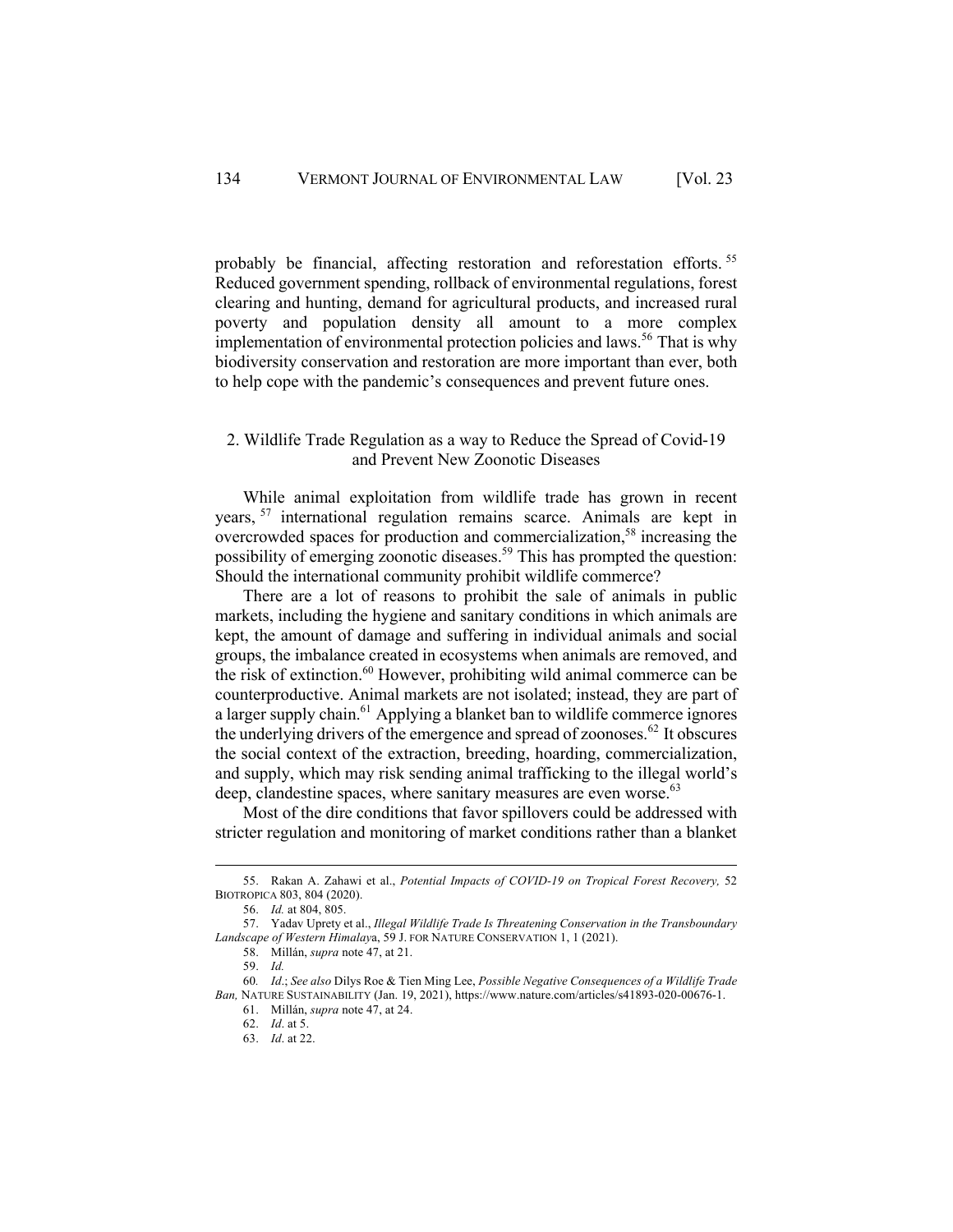probably be financial, affecting restoration and reforestation efforts.[55] Reduced government spending, rollback of environmental regulations, forest clearing and hunting, demand for agricultural products, and increased rural poverty and population density all amount to a more complex implementation of environmental protection policies and laws.[56] That is why biodiversity conservation and restoration are more important than ever, both to help cope with the pandemic's consequences and prevent future ones.

### 2. Wildlife Trade Regulation as a way to Reduce the Spread of Covid-19 and Prevent New Zoonotic Diseases

While animal exploitation from wildlife trade has grown in recent years,[57] international regulation remains scarce. Animals are kept in overcrowded spaces for production and commercialization,[58] increasing the possibility of emerging zoonotic diseases.[59] This has prompted the question: Should the international community prohibit wildlife commerce?

There are a lot of reasons to prohibit the sale of animals in public markets, including the hygiene and sanitary conditions in which animals are kept, the amount of damage and suffering in individual animals and social groups, the imbalance created in ecosystems when animals are removed, and the risk of extinction.[60] However, prohibiting wild animal commerce can be counterproductive. Animal markets are not isolated; instead, they are part of a larger supply chain.[61] Applying a blanket ban to wildlife commerce ignores the underlying drivers of the emergence and spread of zoonoses.[62] It obscures the social context of the extraction, breeding, hoarding, commercialization, and supply, which may risk sending animal trafficking to the illegal world's deep, clandestine spaces, where sanitary measures are even worse.[63]

Most of the dire conditions that favor spillovers could be addressed with stricter regulation and monitoring of market conditions rather than a blanket

---

55. Rakan A. Zahawi et al., *Potential Impacts of COVID-19 on Tropical Forest Recovery,* 52 BIOTROPICA 803, 804 (2020).

56. *Id.* at 804, 805.

57. Yadav Uprety et al., *Illegal Wildlife Trade Is Threatening Conservation in the Transboundary Landscape of Western Himalaya*, 59 J. FOR NATURE CONSERVATION 1, 1 (2021).

58. Millán, *supra* note 47, at 21.

59. *Id.*

60. *Id*.; *See also* Dilys Roe & Tien Ming Lee, *Possible Negative Consequences of a Wildlife Trade Ban,* NATURE SUSTAINABILITY (Jan. 19, 2021), https://www.nature.com/articles/s41893-020-00676-1.

61. Millán, *supra* note 47, at 24.

62. *Id*. at 5.

63. *Id*. at 22.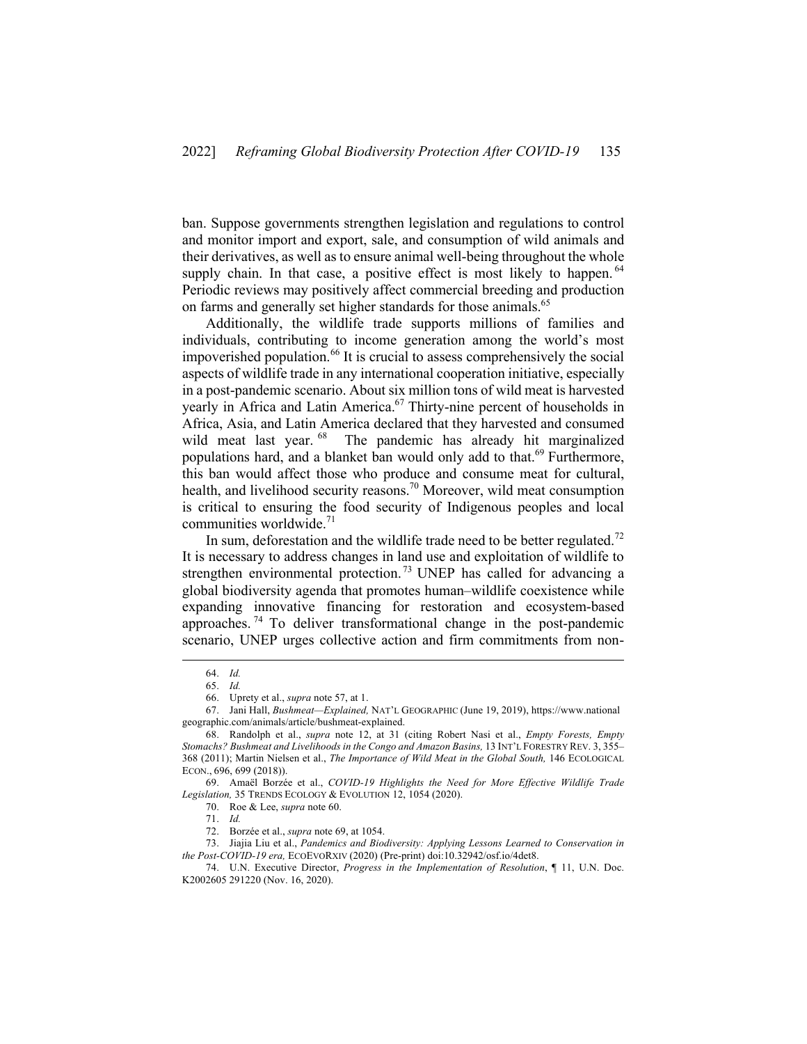ban. Suppose governments strengthen legislation and regulations to control and monitor import and export, sale, and consumption of wild animals and their derivatives, as well as to ensure animal well-being throughout the whole supply chain. In that case, a positive effect is most likely to happen.[64] Periodic reviews may positively affect commercial breeding and production on farms and generally set higher standards for those animals.[65]

Additionally, the wildlife trade supports millions of families and individuals, contributing to income generation among the world's most impoverished population.[66] It is crucial to assess comprehensively the social aspects of wildlife trade in any international cooperation initiative, especially in a post-pandemic scenario. About six million tons of wild meat is harvested yearly in Africa and Latin America.[67] Thirty-nine percent of households in Africa, Asia, and Latin America declared that they harvested and consumed wild meat last year.[68] The pandemic has already hit marginalized populations hard, and a blanket ban would only add to that.[69] Furthermore, this ban would affect those who produce and consume meat for cultural, health, and livelihood security reasons.[70] Moreover, wild meat consumption is critical to ensuring the food security of Indigenous peoples and local communities worldwide.[71]

In sum, deforestation and the wildlife trade need to be better regulated.[72] It is necessary to address changes in land use and exploitation of wildlife to strengthen environmental protection.[73] UNEP has called for advancing a global biodiversity agenda that promotes human–wildlife coexistence while expanding innovative financing for restoration and ecosystem-based approaches.[74] To deliver transformational change in the post-pandemic scenario, UNEP urges collective action and firm commitments from non-

---

64. *Id.*

65. *Id.*

66. Uprety et al., *supra* note 57, at 1.

67. Jani Hall, *Bushmeat—Explained,* NAT'L GEOGRAPHIC (June 19, 2019), https://www.nationalgeographic.com/animals/article/bushmeat-explained.

68. Randolph et al., *supra* note 12, at 31 (citing Robert Nasi et al., *Empty Forests, Empty Stomachs? Bushmeat and Livelihoods in the Congo and Amazon Basins,* 13 INT'L FORESTRY REV. 3, 355–368 (2011); Martin Nielsen et al., *The Importance of Wild Meat in the Global South,* 146 ECOLOGICAL ECON., 696, 699 (2018)).

69. Amaël Borzée et al., *COVID-19 Highlights the Need for More Effective Wildlife Trade Legislation,* 35 TRENDS ECOLOGY & EVOLUTION 12, 1054 (2020).

70. Roe & Lee, *supra* note 60.

71. *Id.*

72. Borzée et al., *supra* note 69, at 1054.

73. Jiajia Liu et al., *Pandemics and Biodiversity: Applying Lessons Learned to Conservation in the Post-COVID-19 era,* ECOEVORXIV (2020) (Pre-print) doi:10.32942/osf.io/4det8.

74. U.N. Executive Director, *Progress in the Implementation of Resolution*, ¶ 11, U.N. Doc. K2002605 291220 (Nov. 16, 2020).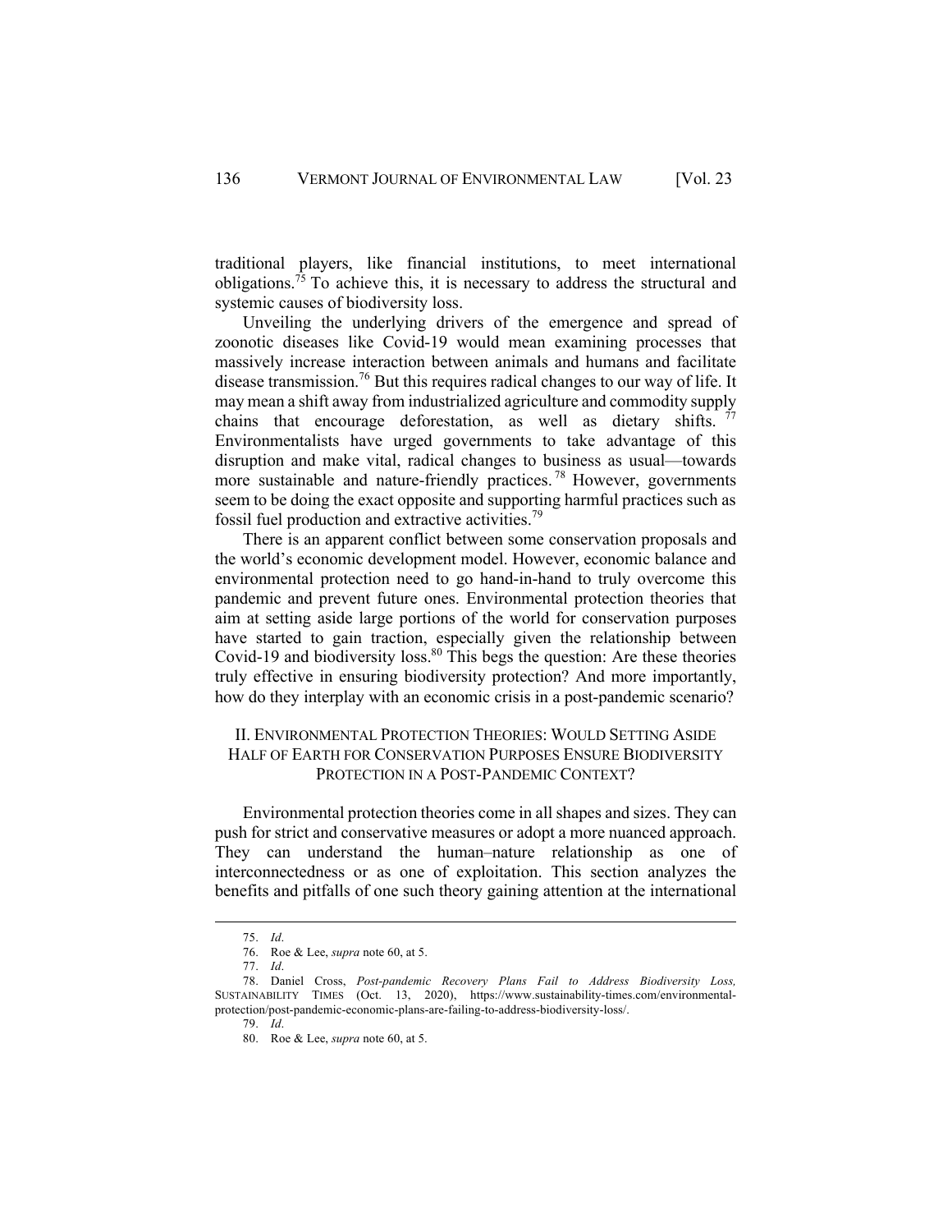traditional players, like financial institutions, to meet international obligations.[75] To achieve this, it is necessary to address the structural and systemic causes of biodiversity loss.

Unveiling the underlying drivers of the emergence and spread of zoonotic diseases like Covid-19 would mean examining processes that massively increase interaction between animals and humans and facilitate disease transmission.[76] But this requires radical changes to our way of life. It may mean a shift away from industrialized agriculture and commodity supply chains that encourage deforestation, as well as dietary shifts.[77] Environmentalists have urged governments to take advantage of this disruption and make vital, radical changes to business as usual—towards more sustainable and nature-friendly practices.[78] However, governments seem to be doing the exact opposite and supporting harmful practices such as fossil fuel production and extractive activities.[79]

There is an apparent conflict between some conservation proposals and the world's economic development model. However, economic balance and environmental protection need to go hand-in-hand to truly overcome this pandemic and prevent future ones. Environmental protection theories that aim at setting aside large portions of the world for conservation purposes have started to gain traction, especially given the relationship between Covid-19 and biodiversity loss.[80] This begs the question: Are these theories truly effective in ensuring biodiversity protection? And more importantly, how do they interplay with an economic crisis in a post-pandemic scenario?

## II. Environmental Protection Theories: Would Setting Aside Half of Earth for Conservation Purposes Ensure Biodiversity Protection in a Post-Pandemic Context?

Environmental protection theories come in all shapes and sizes. They can push for strict and conservative measures or adopt a more nuanced approach. They can understand the human–nature relationship as one of interconnectedness or as one of exploitation. This section analyzes the benefits and pitfalls of one such theory gaining attention at the international

---

75. *Id*.

76. Roe & Lee, *supra* note 60, at 5.

77. *Id*.

78. Daniel Cross, *Post-pandemic Recovery Plans Fail to Address Biodiversity Loss,* SUSTAINABILITY TIMES (Oct. 13, 2020), https://www.sustainability-times.com/environmental-protection/post-pandemic-economic-plans-are-failing-to-address-biodiversity-loss/.

79. *Id*.

80. Roe & Lee, *supra* note 60, at 5.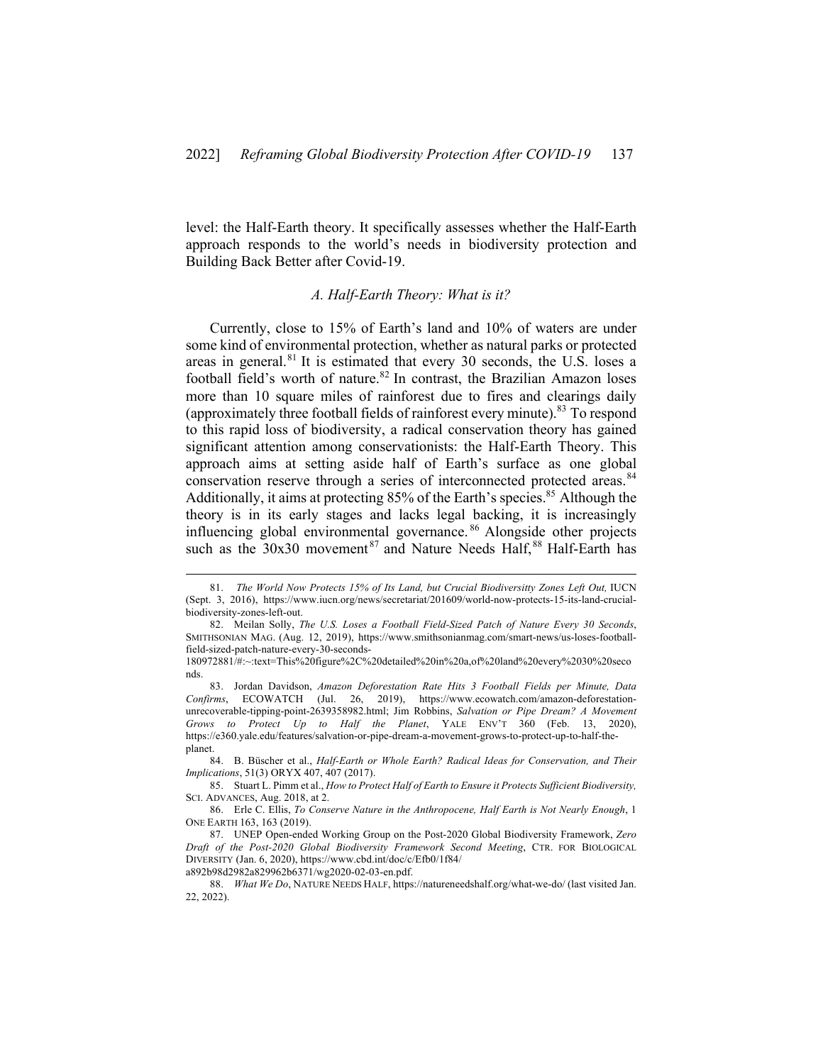level: the Half-Earth theory. It specifically assesses whether the Half-Earth approach responds to the world's needs in biodiversity protection and Building Back Better after Covid-19.

### *A. Half-Earth Theory: What is it?*

Currently, close to 15% of Earth's land and 10% of waters are under some kind of environmental protection, whether as natural parks or protected areas in general.[81] It is estimated that every 30 seconds, the U.S. loses a football field's worth of nature.[82] In contrast, the Brazilian Amazon loses more than 10 square miles of rainforest due to fires and clearings daily (approximately three football fields of rainforest every minute).[83] To respond to this rapid loss of biodiversity, a radical conservation theory has gained significant attention among conservationists: the Half-Earth Theory. This approach aims at setting aside half of Earth's surface as one global conservation reserve through a series of interconnected protected areas.[84] Additionally, it aims at protecting 85% of the Earth's species.[85] Although the theory is in its early stages and lacks legal backing, it is increasingly influencing global environmental governance.[86] Alongside other projects such as the 30x30 movement[87] and Nature Needs Half,[88] Half-Earth has

---

81. *The World Now Protects 15% of Its Land, but Crucial Biodiversitty Zones Left Out,* IUCN (Sept. 3, 2016), https://www.iucn.org/news/secretariat/201609/world-now-protects-15-its-land-crucial-biodiversity-zones-left-out.

82. Meilan Solly, *The U.S. Loses a Football Field-Sized Patch of Nature Every 30 Seconds*, SMITHSONIAN MAG. (Aug. 12, 2019), https://www.smithsonianmag.com/smart-news/us-loses-football-field-sized-patch-nature-every-30-seconds-180972881/#:~:text=This%20figure%2C%20detailed%20in%20a,of%20land%20every%2030%20seconds.

83. Jordan Davidson, *Amazon Deforestation Rate Hits 3 Football Fields per Minute, Data Confirms*, ECOWATCH (Jul. 26, 2019), https://www.ecowatch.com/amazon-deforestation-unrecoverable-tipping-point-2639358982.html; Jim Robbins, *Salvation or Pipe Dream? A Movement Grows to Protect Up to Half the Planet*, YALE ENV'T 360 (Feb. 13, 2020), https://e360.yale.edu/features/salvation-or-pipe-dream-a-movement-grows-to-protect-up-to-half-the-planet.

84. B. Büscher et al., *Half-Earth or Whole Earth? Radical Ideas for Conservation, and Their Implications*, 51(3) ORYX 407, 407 (2017).

85. Stuart L. Pimm et al., *How to Protect Half of Earth to Ensure it Protects Sufficient Biodiversity,* SCI. ADVANCES, Aug. 2018, at 2.

86. Erle C. Ellis, *To Conserve Nature in the Anthropocene, Half Earth is Not Nearly Enough*, 1 ONE EARTH 163, 163 (2019).

87. UNEP Open-ended Working Group on the Post-2020 Global Biodiversity Framework, *Zero Draft of the Post-2020 Global Biodiversity Framework Second Meeting*, CTR. FOR BIOLOGICAL DIVERSITY (Jan. 6, 2020), https://www.cbd.int/doc/c/Efb0/1f84/a892b98d2982a829962b6371/wg2020-02-03-en.pdf.

88. *What We Do*, NATURE NEEDS HALF, https://natureneedshalf.org/what-we-do/ (last visited Jan. 22, 2022).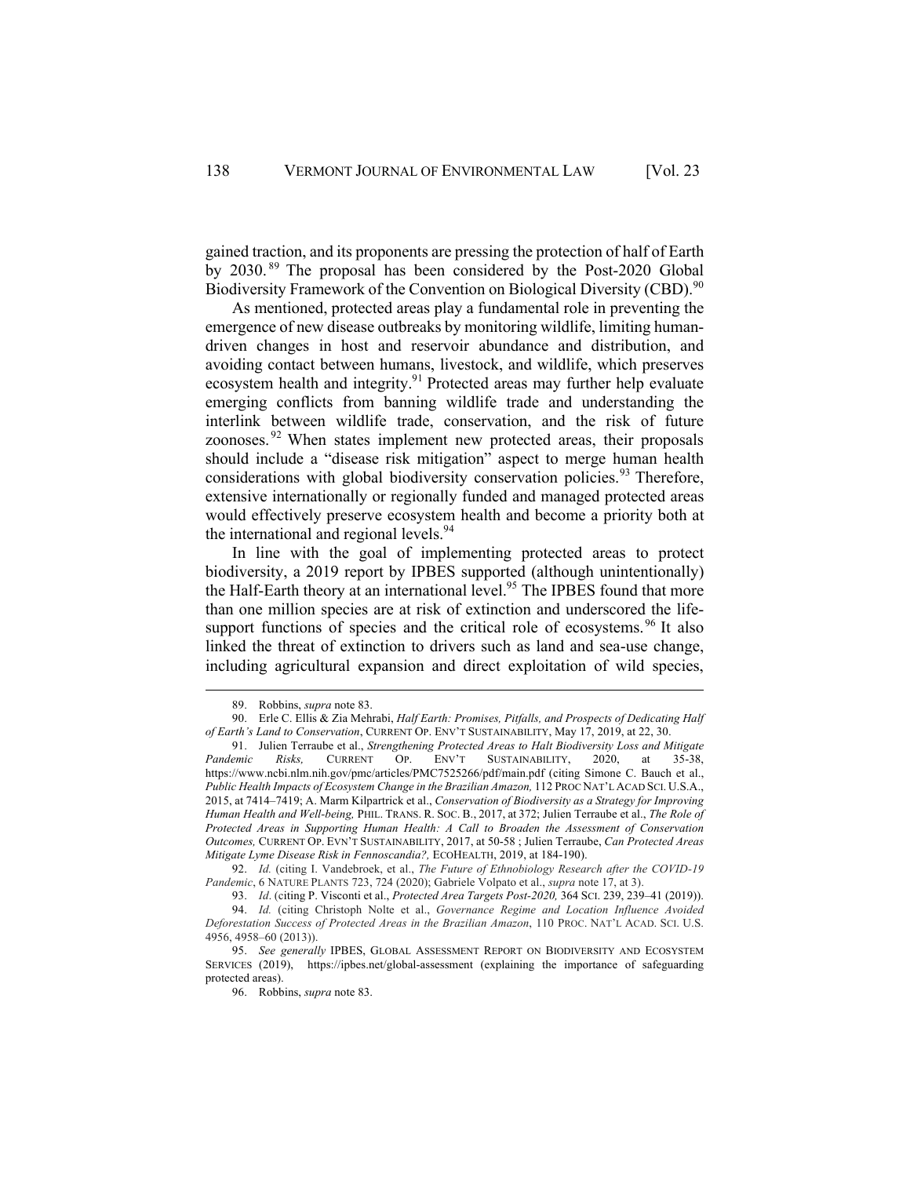gained traction, and its proponents are pressing the protection of half of Earth by 2030.[89] The proposal has been considered by the Post-2020 Global Biodiversity Framework of the Convention on Biological Diversity (CBD).[90]

As mentioned, protected areas play a fundamental role in preventing the emergence of new disease outbreaks by monitoring wildlife, limiting human-driven changes in host and reservoir abundance and distribution, and avoiding contact between humans, livestock, and wildlife, which preserves ecosystem health and integrity.[91] Protected areas may further help evaluate emerging conflicts from banning wildlife trade and understanding the interlink between wildlife trade, conservation, and the risk of future zoonoses.[92] When states implement new protected areas, their proposals should include a "disease risk mitigation" aspect to merge human health considerations with global biodiversity conservation policies.[93] Therefore, extensive internationally or regionally funded and managed protected areas would effectively preserve ecosystem health and become a priority both at the international and regional levels.[94]

In line with the goal of implementing protected areas to protect biodiversity, a 2019 report by IPBES supported (although unintentionally) the Half-Earth theory at an international level.[95] The IPBES found that more than one million species are at risk of extinction and underscored the life-support functions of species and the critical role of ecosystems.[96] It also linked the threat of extinction to drivers such as land and sea-use change, including agricultural expansion and direct exploitation of wild species,

---

89. Robbins, *supra* note 83.

90. Erle C. Ellis & Zia Mehrabi, *Half Earth: Promises, Pitfalls, and Prospects of Dedicating Half of Earth's Land to Conservation*, CURRENT OP. ENV'T SUSTAINABILITY, May 17, 2019, at 22, 30.

91. Julien Terraube et al., *Strengthening Protected Areas to Halt Biodiversity Loss and Mitigate Pandemic Risks,* CURRENT OP. ENV'T SUSTAINABILITY, 2020, at 35-38, https://www.ncbi.nlm.nih.gov/pmc/articles/PMC7525266/pdf/main.pdf (citing Simone C. Bauch et al., *Public Health Impacts of Ecosystem Change in the Brazilian Amazon,* 112 PROC NAT'L ACAD SCI. U.S.A., 2015, at 7414–7419; A. Marm Kilpartrick et al., *Conservation of Biodiversity as a Strategy for Improving Human Health and Well-being,* PHIL. TRANS. R. SOC. B., 2017, at 372; Julien Terraube et al., *The Role of Protected Areas in Supporting Human Health: A Call to Broaden the Assessment of Conservation Outcomes,* CURRENT OP. EVN'T SUSTAINABILITY, 2017, at 50-58 ; Julien Terraube, *Can Protected Areas Mitigate Lyme Disease Risk in Fennoscandia?,* ECOHEALTH, 2019, at 184-190).

92. *Id.* (citing I. Vandebroek, et al., *The Future of Ethnobiology Research after the COVID-19 Pandemic*, 6 NATURE PLANTS 723, 724 (2020); Gabriele Volpato et al., *supra* note 17, at 3).

93. *Id*. (citing P. Visconti et al., *Protected Area Targets Post-2020,* 364 SCI. 239, 239–41 (2019)).

94. *Id.* (citing Christoph Nolte et al., *Governance Regime and Location Influence Avoided Deforestation Success of Protected Areas in the Brazilian Amazon*, 110 PROC. NAT'L ACAD. SCI. U.S. 4956, 4958–60 (2013)).

95. *See generally* IPBES, GLOBAL ASSESSMENT REPORT ON BIODIVERSITY AND ECOSYSTEM SERVICES (2019), https://ipbes.net/global-assessment (explaining the importance of safeguarding protected areas).

96. Robbins, *supra* note 83.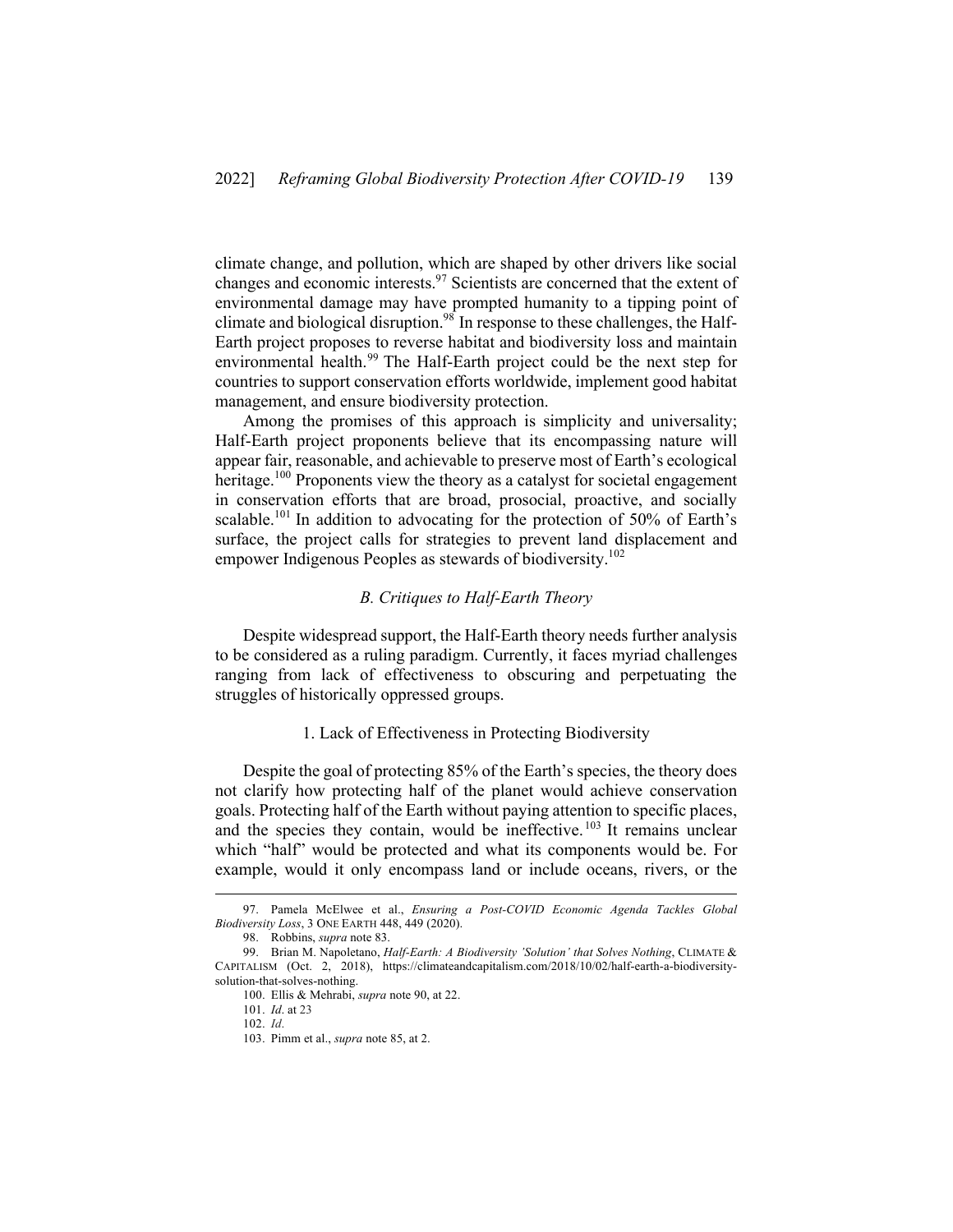climate change, and pollution, which are shaped by other drivers like social changes and economic interests.[97] Scientists are concerned that the extent of environmental damage may have prompted humanity to a tipping point of climate and biological disruption.[98] In response to these challenges, the Half-Earth project proposes to reverse habitat and biodiversity loss and maintain environmental health.[99] The Half-Earth project could be the next step for countries to support conservation efforts worldwide, implement good habitat management, and ensure biodiversity protection.

Among the promises of this approach is simplicity and universality; Half-Earth project proponents believe that its encompassing nature will appear fair, reasonable, and achievable to preserve most of Earth's ecological heritage.[100] Proponents view the theory as a catalyst for societal engagement in conservation efforts that are broad, prosocial, proactive, and socially scalable.[101] In addition to advocating for the protection of 50% of Earth's surface, the project calls for strategies to prevent land displacement and empower Indigenous Peoples as stewards of biodiversity.[102]

### *B. Critiques to Half-Earth Theory*

Despite widespread support, the Half-Earth theory needs further analysis to be considered as a ruling paradigm. Currently, it faces myriad challenges ranging from lack of effectiveness to obscuring and perpetuating the struggles of historically oppressed groups.

#### 1. Lack of Effectiveness in Protecting Biodiversity

Despite the goal of protecting 85% of the Earth's species, the theory does not clarify how protecting half of the planet would achieve conservation goals. Protecting half of the Earth without paying attention to specific places, and the species they contain, would be ineffective.[103] It remains unclear which "half" would be protected and what its components would be. For example, would it only encompass land or include oceans, rivers, or the

---

97. Pamela McElwee et al., *Ensuring a Post-COVID Economic Agenda Tackles Global Biodiversity Loss*, 3 ONE EARTH 448, 449 (2020).

98. Robbins, *supra* note 83.

99. Brian M. Napoletano, *Half-Earth: A Biodiversity 'Solution' that Solves Nothing*, CLIMATE & CAPITALISM (Oct. 2, 2018), https://climateandcapitalism.com/2018/10/02/half-earth-a-biodiversity-solution-that-solves-nothing.

100. Ellis & Mehrabi, *supra* note 90, at 22.

101. *Id.* at 23

102. *Id.*

103. Pimm et al., *supra* note 85, at 2.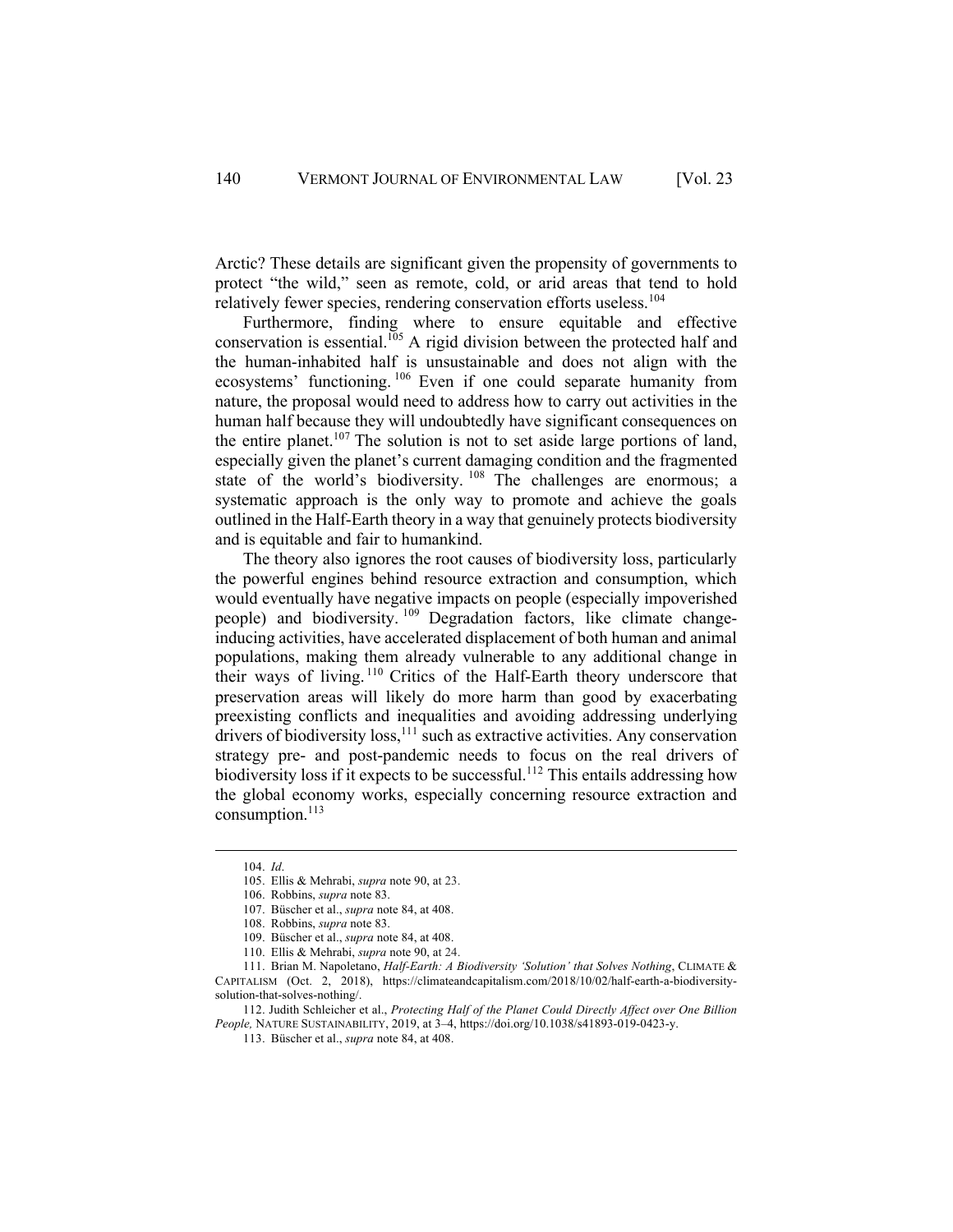Arctic? These details are significant given the propensity of governments to protect "the wild," seen as remote, cold, or arid areas that tend to hold relatively fewer species, rendering conservation efforts useless.[104]

Furthermore, finding where to ensure equitable and effective conservation is essential.[105] A rigid division between the protected half and the human-inhabited half is unsustainable and does not align with the ecosystems' functioning.[106] Even if one could separate humanity from nature, the proposal would need to address how to carry out activities in the human half because they will undoubtedly have significant consequences on the entire planet.[107] The solution is not to set aside large portions of land, especially given the planet's current damaging condition and the fragmented state of the world's biodiversity.[108] The challenges are enormous; a systematic approach is the only way to promote and achieve the goals outlined in the Half-Earth theory in a way that genuinely protects biodiversity and is equitable and fair to humankind.

The theory also ignores the root causes of biodiversity loss, particularly the powerful engines behind resource extraction and consumption, which would eventually have negative impacts on people (especially impoverished people) and biodiversity.[109] Degradation factors, like climate change-inducing activities, have accelerated displacement of both human and animal populations, making them already vulnerable to any additional change in their ways of living.[110] Critics of the Half-Earth theory underscore that preservation areas will likely do more harm than good by exacerbating preexisting conflicts and inequalities and avoiding addressing underlying drivers of biodiversity loss,[111] such as extractive activities. Any conservation strategy pre- and post-pandemic needs to focus on the real drivers of biodiversity loss if it expects to be successful.[112] This entails addressing how the global economy works, especially concerning resource extraction and consumption.[113]

---

104. *Id*.

105. Ellis & Mehrabi, *supra* note 90, at 23.

106. Robbins, *supra* note 83.

107. Büscher et al., *supra* note 84, at 408.

108. Robbins, *supra* note 83.

109. Büscher et al., *supra* note 84, at 408.

110. Ellis & Mehrabi, *supra* note 90, at 24.

111. Brian M. Napoletano, *Half-Earth: A Biodiversity 'Solution' that Solves Nothing*, CLIMATE & CAPITALISM (Oct. 2, 2018), https://climateandcapitalism.com/2018/10/02/half-earth-a-biodiversity-solution-that-solves-nothing/.

112. Judith Schleicher et al., *Protecting Half of the Planet Could Directly Affect over One Billion People,* NATURE SUSTAINABILITY, 2019, at 3–4, https://doi.org/10.1038/s41893-019-0423-y.

113. Büscher et al., *supra* note 84, at 408.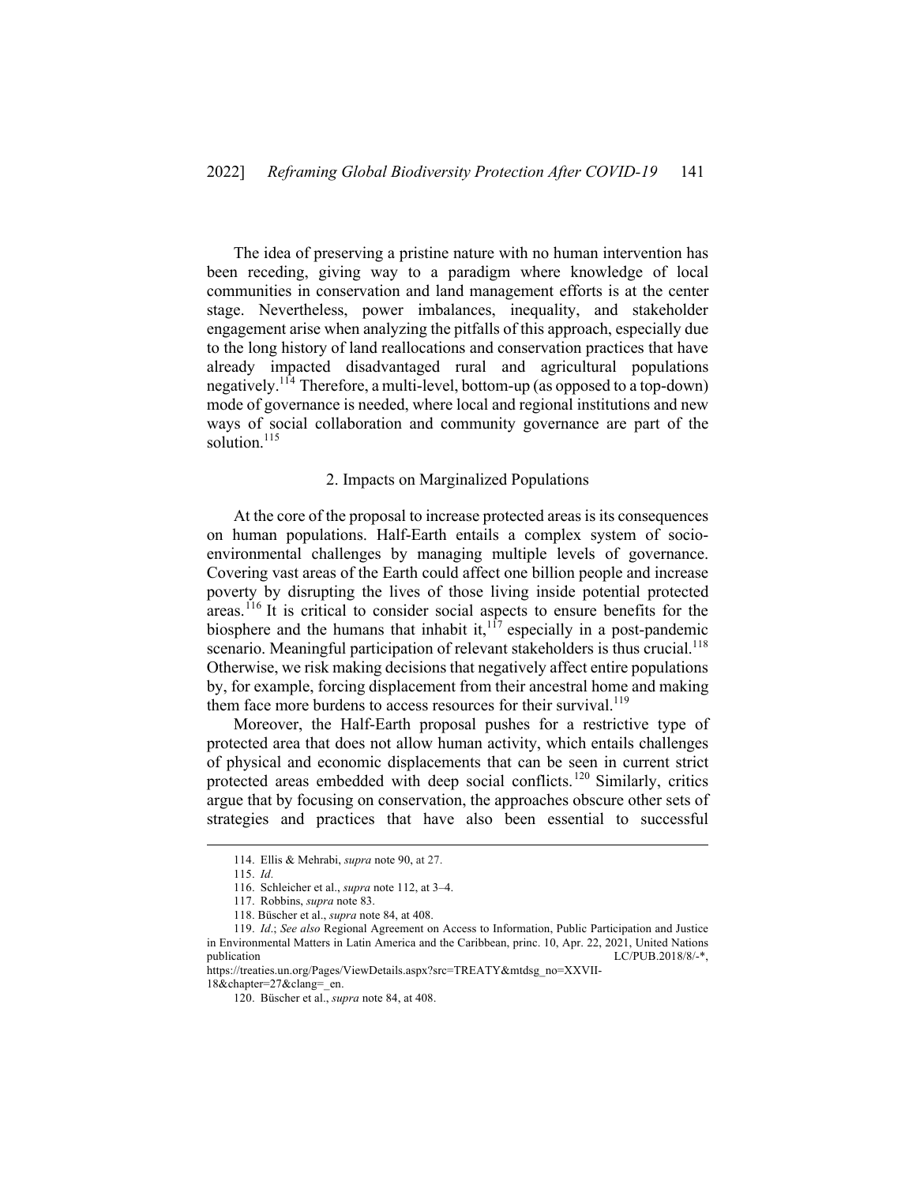The idea of preserving a pristine nature with no human intervention has been receding, giving way to a paradigm where knowledge of local communities in conservation and land management efforts is at the center stage. Nevertheless, power imbalances, inequality, and stakeholder engagement arise when analyzing the pitfalls of this approach, especially due to the long history of land reallocations and conservation practices that have already impacted disadvantaged rural and agricultural populations negatively.[114] Therefore, a multi-level, bottom-up (as opposed to a top-down) mode of governance is needed, where local and regional institutions and new ways of social collaboration and community governance are part of the solution.[115]

### 2. Impacts on Marginalized Populations

At the core of the proposal to increase protected areas is its consequences on human populations. Half-Earth entails a complex system of socio-environmental challenges by managing multiple levels of governance. Covering vast areas of the Earth could affect one billion people and increase poverty by disrupting the lives of those living inside potential protected areas.[116] It is critical to consider social aspects to ensure benefits for the biosphere and the humans that inhabit it,[117] especially in a post-pandemic scenario. Meaningful participation of relevant stakeholders is thus crucial.[118] Otherwise, we risk making decisions that negatively affect entire populations by, for example, forcing displacement from their ancestral home and making them face more burdens to access resources for their survival.[119]

Moreover, the Half-Earth proposal pushes for a restrictive type of protected area that does not allow human activity, which entails challenges of physical and economic displacements that can be seen in current strict protected areas embedded with deep social conflicts.[120] Similarly, critics argue that by focusing on conservation, the approaches obscure other sets of strategies and practices that have also been essential to successful

---

114. Ellis & Mehrabi, *supra* note 90, at 27.

115. *Id.*

116. Schleicher et al., *supra* note 112, at 3–4.

117. Robbins, *supra* note 83.

118. Büscher et al., *supra* note 84, at 408.

119. *Id.*; *See also* Regional Agreement on Access to Information, Public Participation and Justice in Environmental Matters in Latin America and the Caribbean, princ. 10, Apr. 22, 2021, United Nations publication LC/PUB.2018/8/-*, https://treaties.un.org/Pages/ViewDetails.aspx?src=TREATY&mtdsg_no=XXVII-18&chapter=27&clang=_en.

120. Büscher et al., *supra* note 84, at 408.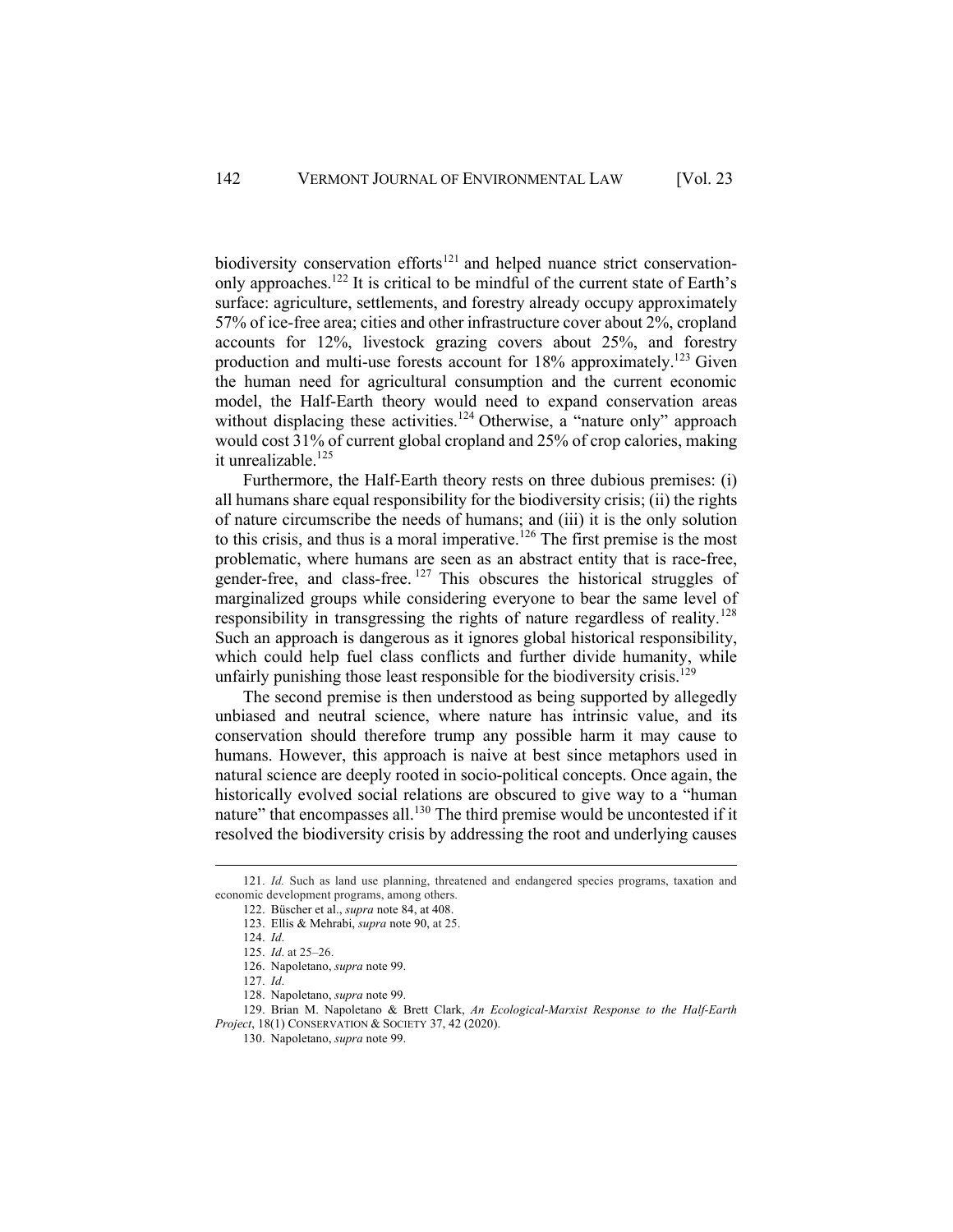biodiversity conservation efforts[121] and helped nuance strict conservation-only approaches.[122] It is critical to be mindful of the current state of Earth's surface: agriculture, settlements, and forestry already occupy approximately 57% of ice-free area; cities and other infrastructure cover about 2%, cropland accounts for 12%, livestock grazing covers about 25%, and forestry production and multi-use forests account for 18% approximately.[123] Given the human need for agricultural consumption and the current economic model, the Half-Earth theory would need to expand conservation areas without displacing these activities.[124] Otherwise, a "nature only" approach would cost 31% of current global cropland and 25% of crop calories, making it unrealizable.[125]

Furthermore, the Half-Earth theory rests on three dubious premises: (i) all humans share equal responsibility for the biodiversity crisis; (ii) the rights of nature circumscribe the needs of humans; and (iii) it is the only solution to this crisis, and thus is a moral imperative.[126] The first premise is the most problematic, where humans are seen as an abstract entity that is race-free, gender-free, and class-free.[127] This obscures the historical struggles of marginalized groups while considering everyone to bear the same level of responsibility in transgressing the rights of nature regardless of reality.[128] Such an approach is dangerous as it ignores global historical responsibility, which could help fuel class conflicts and further divide humanity, while unfairly punishing those least responsible for the biodiversity crisis.[129]

The second premise is then understood as being supported by allegedly unbiased and neutral science, where nature has intrinsic value, and its conservation should therefore trump any possible harm it may cause to humans. However, this approach is naive at best since metaphors used in natural science are deeply rooted in socio-political concepts. Once again, the historically evolved social relations are obscured to give way to a "human nature" that encompasses all.[130] The third premise would be uncontested if it resolved the biodiversity crisis by addressing the root and underlying causes

---

121. *Id.* Such as land use planning, threatened and endangered species programs, taxation and economic development programs, among others.

122. Büscher et al., *supra* note 84, at 408.

123. Ellis & Mehrabi, *supra* note 90, at 25.

124. *Id*.

125. *Id*. at 25–26.

126. Napoletano, *supra* note 99.

127. *Id*.

128. Napoletano, *supra* note 99.

129. Brian M. Napoletano & Brett Clark, *An Ecological-Marxist Response to the Half-Earth Project*, 18(1) CONSERVATION & SOCIETY 37, 42 (2020).

130. Napoletano, *supra* note 99.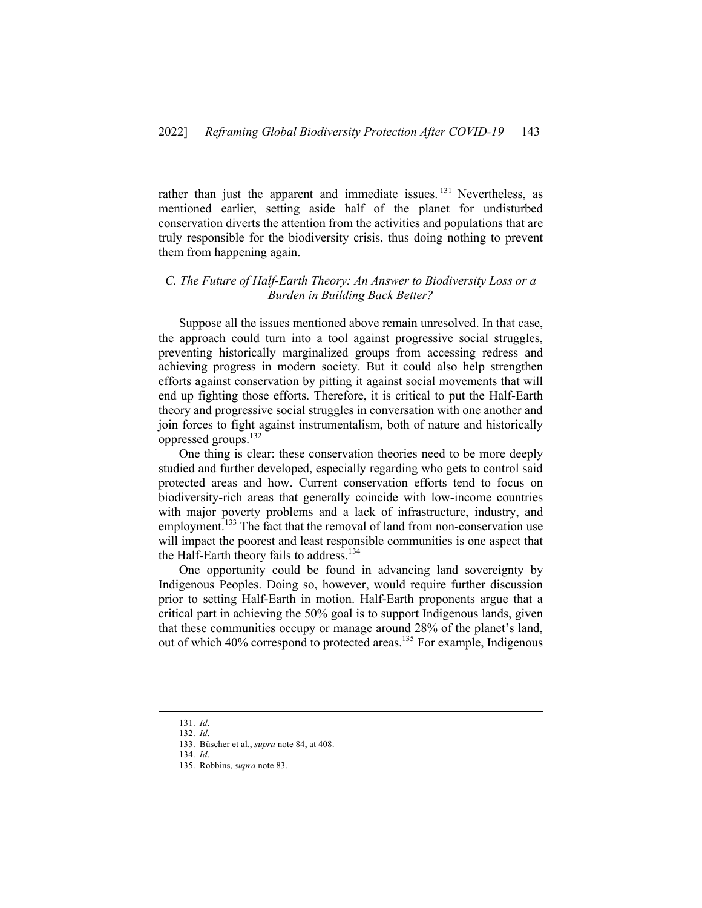rather than just the apparent and immediate issues.[131] Nevertheless, as mentioned earlier, setting aside half of the planet for undisturbed conservation diverts the attention from the activities and populations that are truly responsible for the biodiversity crisis, thus doing nothing to prevent them from happening again.

### *C. The Future of Half-Earth Theory: An Answer to Biodiversity Loss or a Burden in Building Back Better?*

Suppose all the issues mentioned above remain unresolved. In that case, the approach could turn into a tool against progressive social struggles, preventing historically marginalized groups from accessing redress and achieving progress in modern society. But it could also help strengthen efforts against conservation by pitting it against social movements that will end up fighting those efforts. Therefore, it is critical to put the Half-Earth theory and progressive social struggles in conversation with one another and join forces to fight against instrumentalism, both of nature and historically oppressed groups.[132]

One thing is clear: these conservation theories need to be more deeply studied and further developed, especially regarding who gets to control said protected areas and how. Current conservation efforts tend to focus on biodiversity-rich areas that generally coincide with low-income countries with major poverty problems and a lack of infrastructure, industry, and employment.[133] The fact that the removal of land from non-conservation use will impact the poorest and least responsible communities is one aspect that the Half-Earth theory fails to address.[134]

One opportunity could be found in advancing land sovereignty by Indigenous Peoples. Doing so, however, would require further discussion prior to setting Half-Earth in motion. Half-Earth proponents argue that a critical part in achieving the 50% goal is to support Indigenous lands, given that these communities occupy or manage around 28% of the planet's land, out of which 40% correspond to protected areas.[135] For example, Indigenous

---

131. *Id*.

132. *Id*.

133. Büscher et al., *supra* note 84, at 408.

134. *Id*.

135. Robbins, *supra* note 83.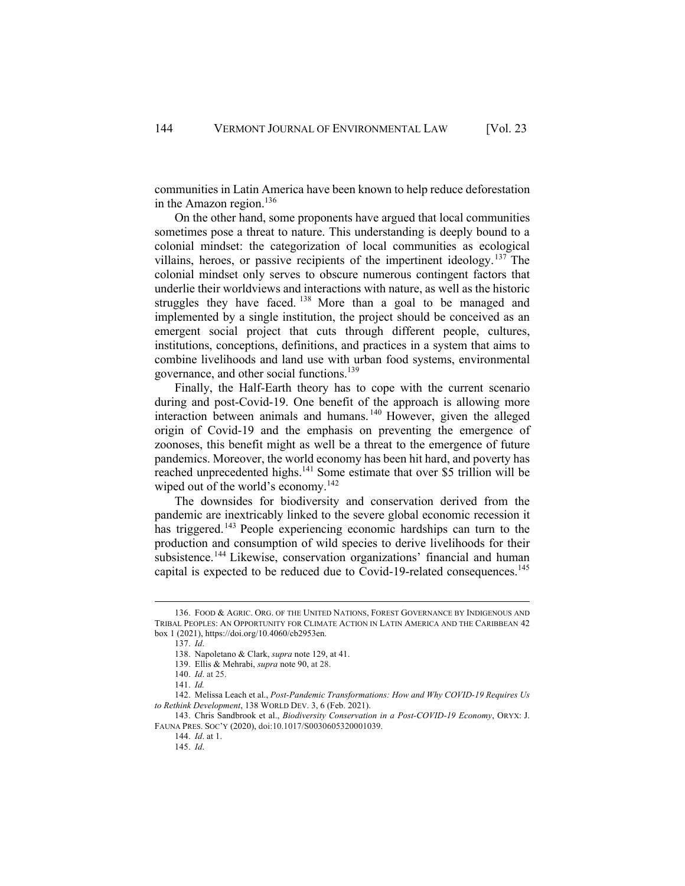communities in Latin America have been known to help reduce deforestation in the Amazon region.[136]

On the other hand, some proponents have argued that local communities sometimes pose a threat to nature. This understanding is deeply bound to a colonial mindset: the categorization of local communities as ecological villains, heroes, or passive recipients of the impertinent ideology.[137] The colonial mindset only serves to obscure numerous contingent factors that underlie their worldviews and interactions with nature, as well as the historic struggles they have faced.[138] More than a goal to be managed and implemented by a single institution, the project should be conceived as an emergent social project that cuts through different people, cultures, institutions, conceptions, definitions, and practices in a system that aims to combine livelihoods and land use with urban food systems, environmental governance, and other social functions.[139]

Finally, the Half-Earth theory has to cope with the current scenario during and post-Covid-19. One benefit of the approach is allowing more interaction between animals and humans.[140] However, given the alleged origin of Covid-19 and the emphasis on preventing the emergence of zoonoses, this benefit might as well be a threat to the emergence of future pandemics. Moreover, the world economy has been hit hard, and poverty has reached unprecedented highs.[141] Some estimate that over $5 trillion will be wiped out of the world's economy.[142]

The downsides for biodiversity and conservation derived from the pandemic are inextricably linked to the severe global economic recession it has triggered.[143] People experiencing economic hardships can turn to the production and consumption of wild species to derive livelihoods for their subsistence.[144] Likewise, conservation organizations' financial and human capital is expected to be reduced due to Covid-19-related consequences.[145]

---

136. FOOD & AGRIC. ORG. OF THE UNITED NATIONS, FOREST GOVERNANCE BY INDIGENOUS AND TRIBAL PEOPLES: AN OPPORTUNITY FOR CLIMATE ACTION IN LATIN AMERICA AND THE CARIBBEAN 42 box 1 (2021), https://doi.org/10.4060/cb2953en.

137. *Id*.

138. Napoletano & Clark, *supra* note 129, at 41.

139. Ellis & Mehrabi, *supra* note 90, at 28.

140. *Id*. at 25.

141. *Id.*

142. Melissa Leach et al., *Post-Pandemic Transformations: How and Why COVID-19 Requires Us to Rethink Development*, 138 WORLD DEV. 3, 6 (Feb. 2021).

143. Chris Sandbrook et al., *Biodiversity Conservation in a Post-COVID-19 Economy*, ORYX: J. FAUNA PRES. SOC'Y (2020), doi:10.1017/S0030605320001039.

144. *Id*. at 1.

145. *Id*.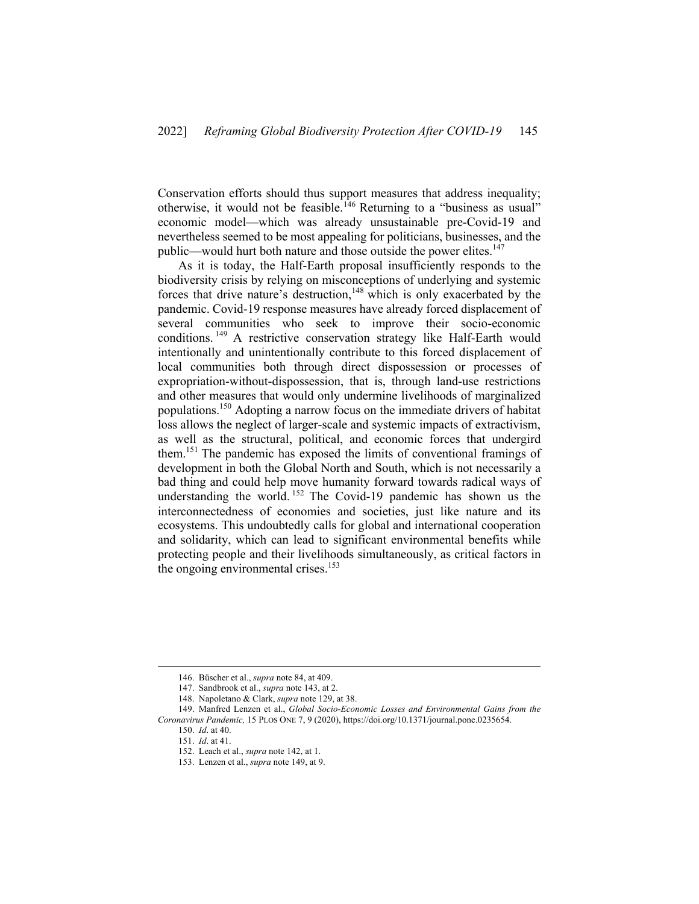Conservation efforts should thus support measures that address inequality; otherwise, it would not be feasible.[146] Returning to a "business as usual" economic model—which was already unsustainable pre-Covid-19 and nevertheless seemed to be most appealing for politicians, businesses, and the public—would hurt both nature and those outside the power elites.[147]

As it is today, the Half-Earth proposal insufficiently responds to the biodiversity crisis by relying on misconceptions of underlying and systemic forces that drive nature's destruction,[148] which is only exacerbated by the pandemic. Covid-19 response measures have already forced displacement of several communities who seek to improve their socio-economic conditions.[149] A restrictive conservation strategy like Half-Earth would intentionally and unintentionally contribute to this forced displacement of local communities both through direct dispossession or processes of expropriation-without-dispossession, that is, through land-use restrictions and other measures that would only undermine livelihoods of marginalized populations.[150] Adopting a narrow focus on the immediate drivers of habitat loss allows the neglect of larger-scale and systemic impacts of extractivism, as well as the structural, political, and economic forces that undergird them.[151] The pandemic has exposed the limits of conventional framings of development in both the Global North and South, which is not necessarily a bad thing and could help move humanity forward towards radical ways of understanding the world.[152] The Covid-19 pandemic has shown us the interconnectedness of economies and societies, just like nature and its ecosystems. This undoubtedly calls for global and international cooperation and solidarity, which can lead to significant environmental benefits while protecting people and their livelihoods simultaneously, as critical factors in the ongoing environmental crises.[153]

---

146. Büscher et al., *supra* note 84, at 409.

147. Sandbrook et al., *supra* note 143, at 2.

148. Napoletano & Clark, *supra* note 129, at 38.

149. Manfred Lenzen et al., *Global Socio-Economic Losses and Environmental Gains from the Coronavirus Pandemic,* 15 PLOS ONE 7, 9 (2020), https://doi.org/10.1371/journal.pone.0235654.

150. *Id*. at 40.

151. *Id*. at 41.

152. Leach et al., *supra* note 142, at 1.

153. Lenzen et al., *supra* note 149, at 9.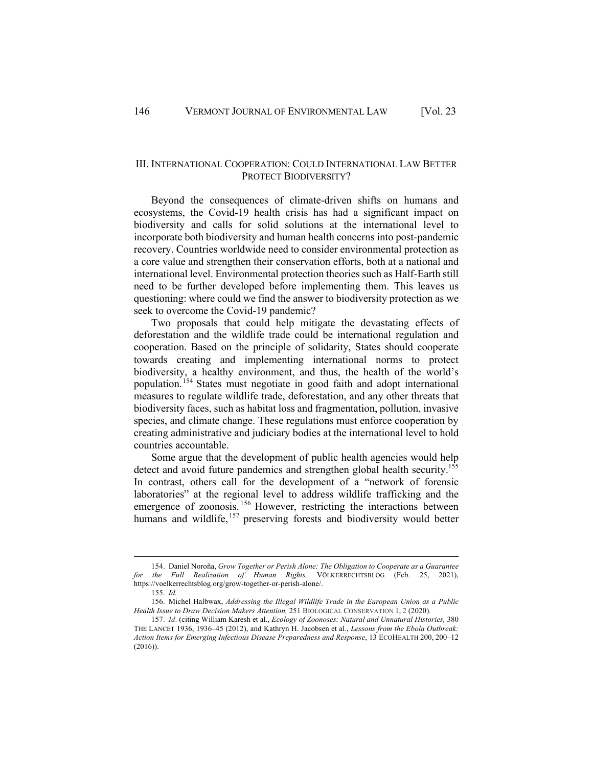## III. International Cooperation: Could International Law Better Protect Biodiversity?

Beyond the consequences of climate-driven shifts on humans and ecosystems, the Covid-19 health crisis has had a significant impact on biodiversity and calls for solid solutions at the international level to incorporate both biodiversity and human health concerns into post-pandemic recovery. Countries worldwide need to consider environmental protection as a core value and strengthen their conservation efforts, both at a national and international level. Environmental protection theories such as Half-Earth still need to be further developed before implementing them. This leaves us questioning: where could we find the answer to biodiversity protection as we seek to overcome the Covid-19 pandemic?

Two proposals that could help mitigate the devastating effects of deforestation and the wildlife trade could be international regulation and cooperation. Based on the principle of solidarity, States should cooperate towards creating and implementing international norms to protect biodiversity, a healthy environment, and thus, the health of the world's population.[154] States must negotiate in good faith and adopt international measures to regulate wildlife trade, deforestation, and any other threats that biodiversity faces, such as habitat loss and fragmentation, pollution, invasive species, and climate change. These regulations must enforce cooperation by creating administrative and judiciary bodies at the international level to hold countries accountable.

Some argue that the development of public health agencies would help detect and avoid future pandemics and strengthen global health security.[155] In contrast, others call for the development of a "network of forensic laboratories" at the regional level to address wildlife trafficking and the emergence of zoonosis.[156] However, restricting the interactions between humans and wildlife,[157] preserving forests and biodiversity would better

---

154. Daniel Noroña, *Grow Together or Perish Alone: The Obligation to Cooperate as a Guarantee for the Full Realization of Human Rights,* VÖLKERRECHTSBLOG (Feb. 25, 2021), https://voelkerrechtsblog.org/grow-together-or-perish-alone/.

155. *Id.*

156. Michel Halbwax, *Addressing the Illegal Wildlife Trade in the European Union as a Public Health Issue to Draw Decision Makers Attention,* 251 BIOLOGICAL CONSERVATION 1, 2 (2020).

157. *Id.* (citing William Karesh et al., *Ecology of Zoonoses: Natural and Unnatural Histories,* 380 THE LANCET 1936, 1936–45 (2012), and Kathryn H. Jacobsen et al., *Lessons from the Ebola Outbreak: Action Items for Emerging Infectious Disease Preparedness and Response*, 13 ECOHEALTH 200, 200–12 (2016)).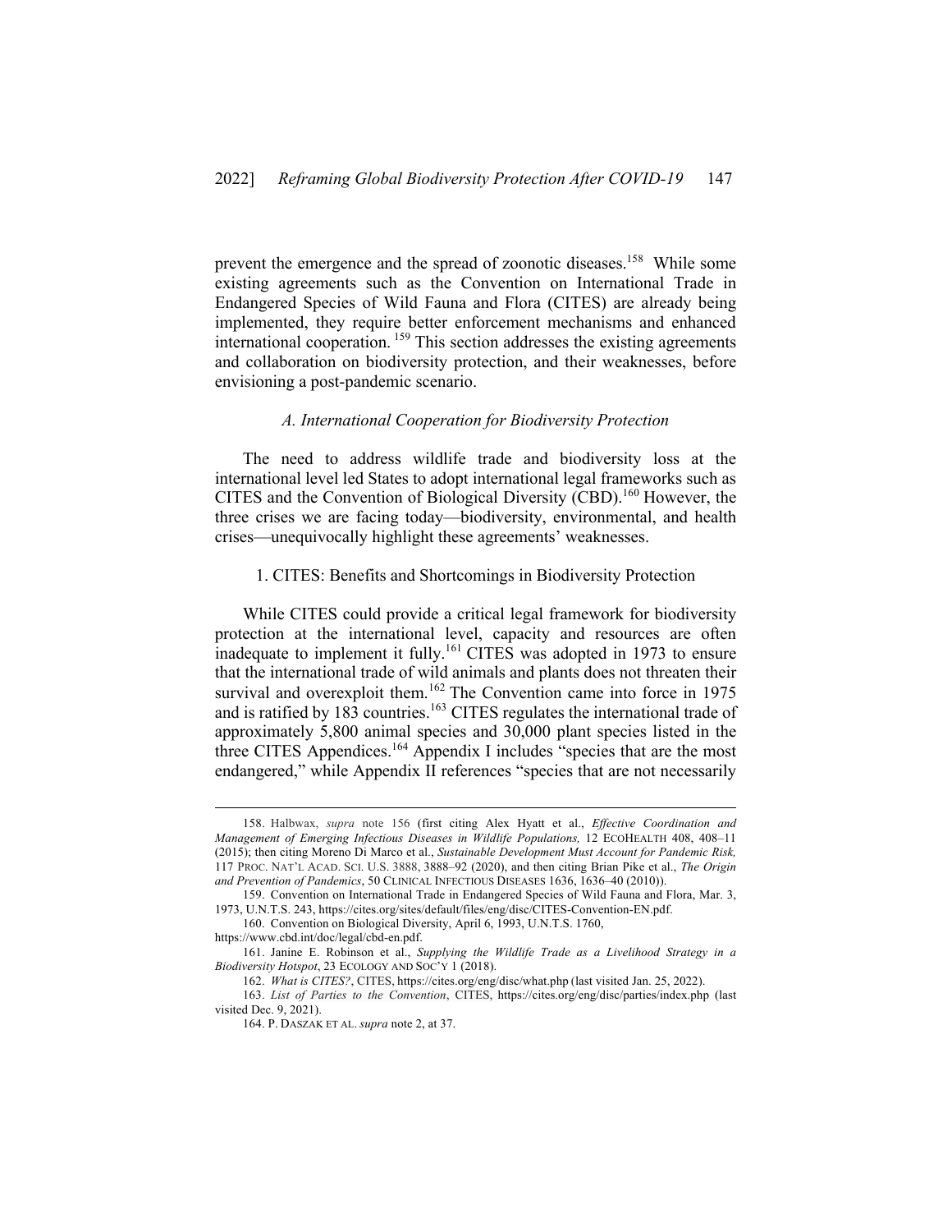prevent the emergence and the spread of zoonotic diseases.[158] While some existing agreements such as the Convention on International Trade in Endangered Species of Wild Fauna and Flora (CITES) are already being implemented, they require better enforcement mechanisms and enhanced international cooperation.[159] This section addresses the existing agreements and collaboration on biodiversity protection, and their weaknesses, before envisioning a post-pandemic scenario.

### *A. International Cooperation for Biodiversity Protection*

The need to address wildlife trade and biodiversity loss at the international level led States to adopt international legal frameworks such as CITES and the Convention of Biological Diversity (CBD).[160] However, the three crises we are facing today—biodiversity, environmental, and health crises—unequivocally highlight these agreements' weaknesses.

#### 1. CITES: Benefits and Shortcomings in Biodiversity Protection

While CITES could provide a critical legal framework for biodiversity protection at the international level, capacity and resources are often inadequate to implement it fully.[161] CITES was adopted in 1973 to ensure that the international trade of wild animals and plants does not threaten their survival and overexploit them.[162] The Convention came into force in 1975 and is ratified by 183 countries.[163] CITES regulates the international trade of approximately 5,800 animal species and 30,000 plant species listed in the three CITES Appendices.[164] Appendix I includes "species that are the most endangered," while Appendix II references "species that are not necessarily

---

158. Halbwax, *supra* note 156 (first citing Alex Hyatt et al., *Effective Coordination and Management of Emerging Infectious Diseases in Wildlife Populations,* 12 ECOHEALTH 408, 408–11 (2015); then citing Moreno Di Marco et al., *Sustainable Development Must Account for Pandemic Risk,* 117 PROC. NAT'L ACAD. SCI. U.S. 3888, 3888–92 (2020), and then citing Brian Pike et al., *The Origin and Prevention of Pandemics*, 50 CLINICAL INFECTIOUS DISEASES 1636, 1636–40 (2010)).

159. Convention on International Trade in Endangered Species of Wild Fauna and Flora, Mar. 3, 1973, U.N.T.S. 243, https://cites.org/sites/default/files/eng/disc/CITES-Convention-EN.pdf.

160. Convention on Biological Diversity, April 6, 1993, U.N.T.S. 1760, https://www.cbd.int/doc/legal/cbd-en.pdf.

161. Janine E. Robinson et al., *Supplying the Wildlife Trade as a Livelihood Strategy in a Biodiversity Hotspot*, 23 ECOLOGY AND SOC'Y 1 (2018).

162. *What is CITES?*, CITES, https://cites.org/eng/disc/what.php (last visited Jan. 25, 2022).

163. *List of Parties to the Convention*, CITES, https://cites.org/eng/disc/parties/index.php (last visited Dec. 9, 2021).

164. P. DASZAK ET AL. *supra* note 2, at 37.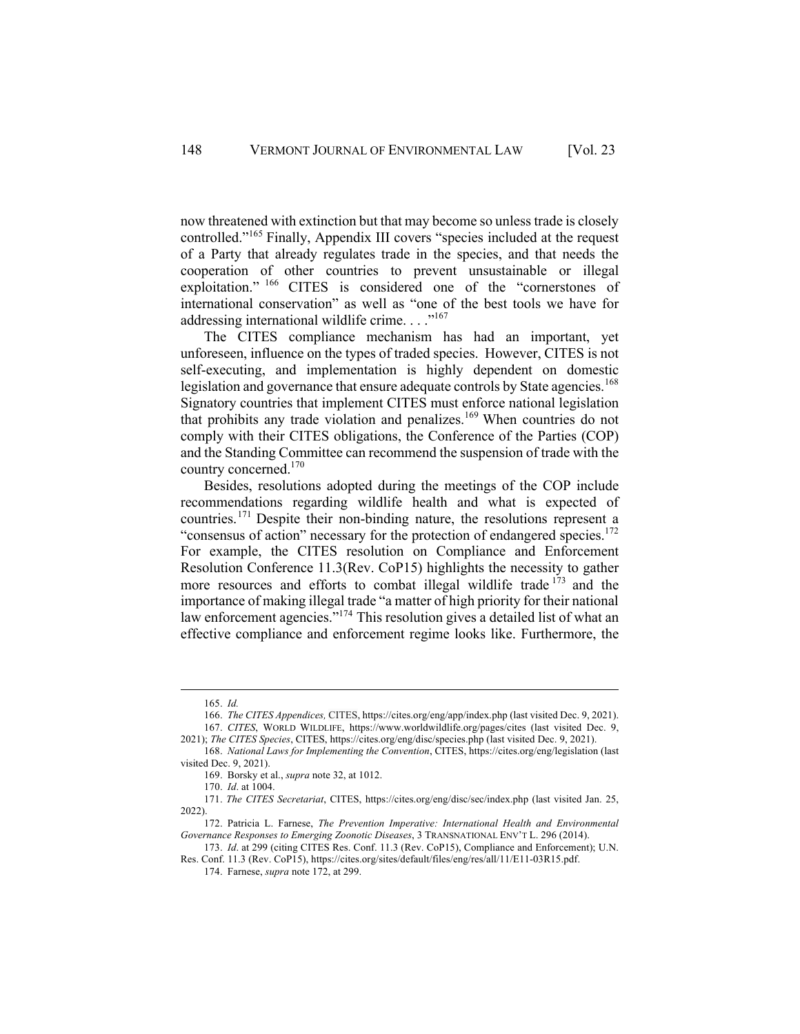now threatened with extinction but that may become so unless trade is closely controlled."[165] Finally, Appendix III covers "species included at the request of a Party that already regulates trade in the species, and that needs the cooperation of other countries to prevent unsustainable or illegal exploitation." [166] CITES is considered one of the "cornerstones of international conservation" as well as "one of the best tools we have for addressing international wildlife crime. . . ."[167]

The CITES compliance mechanism has had an important, yet unforeseen, influence on the types of traded species. However, CITES is not self-executing, and implementation is highly dependent on domestic legislation and governance that ensure adequate controls by State agencies.[168] Signatory countries that implement CITES must enforce national legislation that prohibits any trade violation and penalizes.[169] When countries do not comply with their CITES obligations, the Conference of the Parties (COP) and the Standing Committee can recommend the suspension of trade with the country concerned.[170]

Besides, resolutions adopted during the meetings of the COP include recommendations regarding wildlife health and what is expected of countries.[171] Despite their non-binding nature, the resolutions represent a "consensus of action" necessary for the protection of endangered species.[172] For example, the CITES resolution on Compliance and Enforcement Resolution Conference 11.3(Rev. CoP15) highlights the necessity to gather more resources and efforts to combat illegal wildlife trade[173] and the importance of making illegal trade "a matter of high priority for their national law enforcement agencies."[174] This resolution gives a detailed list of what an effective compliance and enforcement regime looks like. Furthermore, the

---

165. *Id.*

166. *The CITES Appendices,* CITES, https://cites.org/eng/app/index.php (last visited Dec. 9, 2021).

167. *CITES*, WORLD WILDLIFE, https://www.worldwildlife.org/pages/cites (last visited Dec. 9, 2021); *The CITES Species*, CITES, https://cites.org/eng/disc/species.php (last visited Dec. 9, 2021).

168. *National Laws for Implementing the Convention*, CITES, https://cites.org/eng/legislation (last visited Dec. 9, 2021).

169. Borsky et al., *supra* note 32, at 1012.

170. *Id*. at 1004.

171. *The CITES Secretariat*, CITES, https://cites.org/eng/disc/sec/index.php (last visited Jan. 25, 2022).

172. Patricia L. Farnese, *The Prevention Imperative: International Health and Environmental Governance Responses to Emerging Zoonotic Diseases*, 3 TRANSNATIONAL ENV'T L. 296 (2014).

173. *Id*. at 299 (citing CITES Res. Conf. 11.3 (Rev. CoP15), Compliance and Enforcement); U.N. Res. Conf. 11.3 (Rev. CoP15), https://cites.org/sites/default/files/eng/res/all/11/E11-03R15.pdf.

174. Farnese, *supra* note 172, at 299.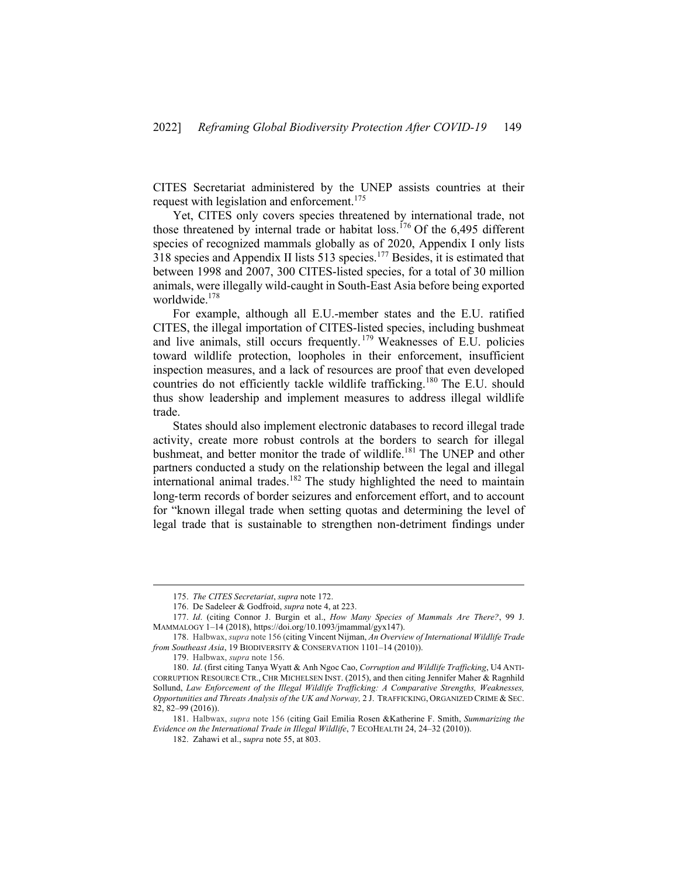CITES Secretariat administered by the UNEP assists countries at their request with legislation and enforcement.[175]

Yet, CITES only covers species threatened by international trade, not those threatened by internal trade or habitat loss.[176] Of the 6,495 different species of recognized mammals globally as of 2020, Appendix I only lists 318 species and Appendix II lists 513 species.[177] Besides, it is estimated that between 1998 and 2007, 300 CITES-listed species, for a total of 30 million animals, were illegally wild-caught in South-East Asia before being exported worldwide.[178]

For example, although all E.U.-member states and the E.U. ratified CITES, the illegal importation of CITES-listed species, including bushmeat and live animals, still occurs frequently.[179] Weaknesses of E.U. policies toward wildlife protection, loopholes in their enforcement, insufficient inspection measures, and a lack of resources are proof that even developed countries do not efficiently tackle wildlife trafficking.[180] The E.U. should thus show leadership and implement measures to address illegal wildlife trade.

States should also implement electronic databases to record illegal trade activity, create more robust controls at the borders to search for illegal bushmeat, and better monitor the trade of wildlife.[181] The UNEP and other partners conducted a study on the relationship between the legal and illegal international animal trades.[182] The study highlighted the need to maintain long-term records of border seizures and enforcement effort, and to account for "known illegal trade when setting quotas and determining the level of legal trade that is sustainable to strengthen non-detriment findings under

---

175. *The CITES Secretariat*, *supra* note 172.

176. De Sadeleer & Godfroid, *supra* note 4, at 223.

177. *Id*. (citing Connor J. Burgin et al., *How Many Species of Mammals Are There?*, 99 J. MAMMALOGY 1–14 (2018), https://doi.org/10.1093/jmammal/gyx147).

178. Halbwax, *supra* note 156 (citing Vincent Nijman, *An Overview of International Wildlife Trade from Southeast Asia*, 19 BIODIVERSITY & CONSERVATION 1101–14 (2010)).

179. Halbwax, *supra* note 156.

180. *Id*. (first citing Tanya Wyatt & Anh Ngoc Cao, *Corruption and Wildlife Trafficking*, U4 ANTI-CORRUPTION RESOURCE CTR., CHR MICHELSEN INST. (2015), and then citing Jennifer Maher & Ragnhild Sollund, *Law Enforcement of the Illegal Wildlife Trafficking: A Comparative Strengths, Weaknesses, Opportunities and Threats Analysis of the UK and Norway,* 2 J. TRAFFICKING, ORGANIZED CRIME & SEC. 82, 82–99 (2016)).

181. Halbwax, *supra* note 156 (citing Gail Emilia Rosen &Katherine F. Smith, *Summarizing the Evidence on the International Trade in Illegal Wildlife*, 7 ECOHEALTH 24, 24–32 (2010)).

182. Zahawi et al., s*upra* note 55, at 803.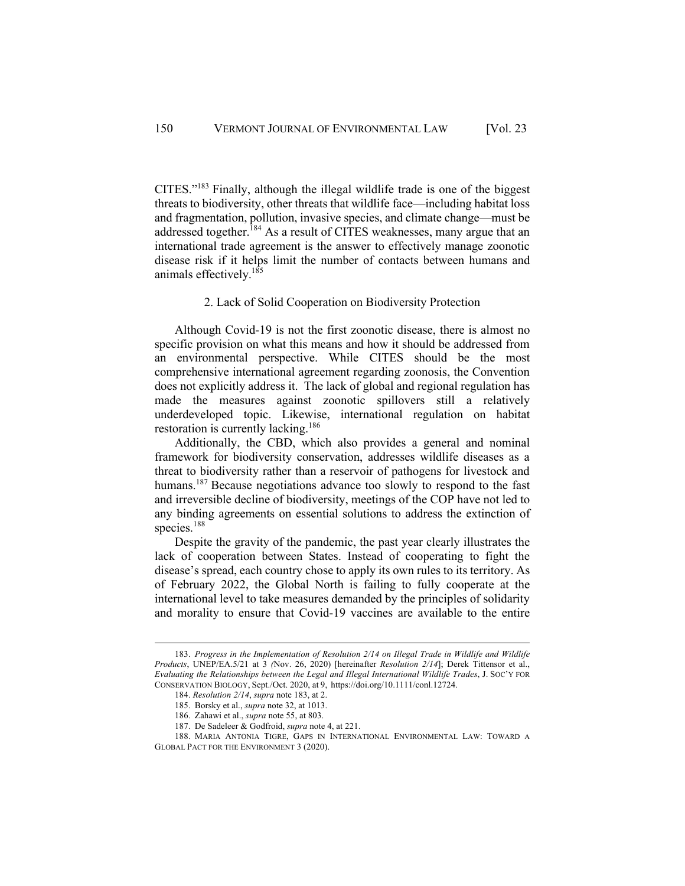CITES."[183] Finally, although the illegal wildlife trade is one of the biggest threats to biodiversity, other threats that wildlife face—including habitat loss and fragmentation, pollution, invasive species, and climate change—must be addressed together.[184] As a result of CITES weaknesses, many argue that an international trade agreement is the answer to effectively manage zoonotic disease risk if it helps limit the number of contacts between humans and animals effectively.[185]

### 2. Lack of Solid Cooperation on Biodiversity Protection

Although Covid-19 is not the first zoonotic disease, there is almost no specific provision on what this means and how it should be addressed from an environmental perspective. While CITES should be the most comprehensive international agreement regarding zoonosis, the Convention does not explicitly address it. The lack of global and regional regulation has made the measures against zoonotic spillovers still a relatively underdeveloped topic. Likewise, international regulation on habitat restoration is currently lacking.[186]

Additionally, the CBD, which also provides a general and nominal framework for biodiversity conservation, addresses wildlife diseases as a threat to biodiversity rather than a reservoir of pathogens for livestock and humans.[187] Because negotiations advance too slowly to respond to the fast and irreversible decline of biodiversity, meetings of the COP have not led to any binding agreements on essential solutions to address the extinction of species.[188]

Despite the gravity of the pandemic, the past year clearly illustrates the lack of cooperation between States. Instead of cooperating to fight the disease's spread, each country chose to apply its own rules to its territory. As of February 2022, the Global North is failing to fully cooperate at the international level to take measures demanded by the principles of solidarity and morality to ensure that Covid-19 vaccines are available to the entire

---

183. *Progress in the Implementation of Resolution 2/14 on Illegal Trade in Wildlife and Wildlife Products*, UNEP/EA.5/21 at 3 (Nov. 26, 2020) [hereinafter *Resolution 2/14*]; Derek Tittensor et al., *Evaluating the Relationships between the Legal and Illegal International Wildlife Trades*, J. SOC'Y FOR CONSERVATION BIOLOGY, Sept./Oct. 2020, at 9, https://doi.org/10.1111/conl.12724.

184. *Resolution 2/14*, *supra* note 183, at 2.

185. Borsky et al., *supra* note 32, at 1013.

186. Zahawi et al., *supra* note 55, at 803.

187. De Sadeleer & Godfroid, *supra* note 4, at 221.

188. MARIA ANTONIA TIGRE, GAPS IN INTERNATIONAL ENVIRONMENTAL LAW: TOWARD A GLOBAL PACT FOR THE ENVIRONMENT 3 (2020).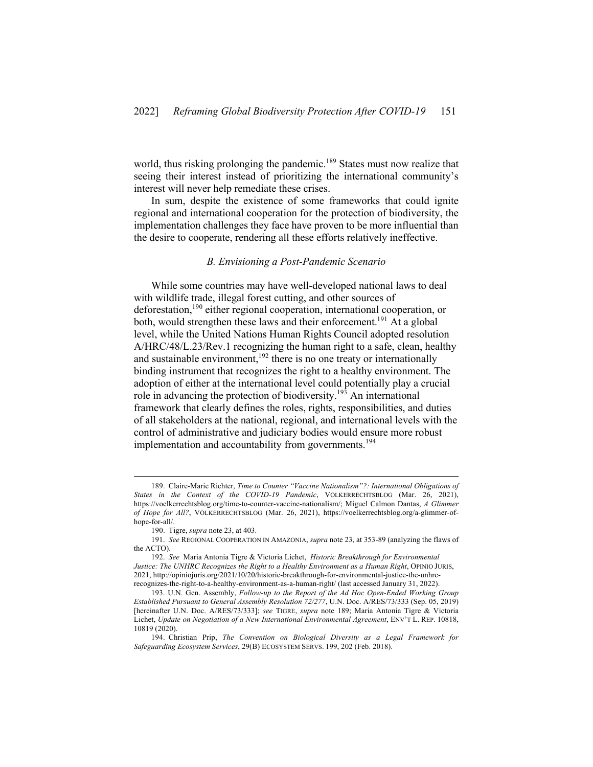world, thus risking prolonging the pandemic.[189] States must now realize that seeing their interest instead of prioritizing the international community's interest will never help remediate these crises.

In sum, despite the existence of some frameworks that could ignite regional and international cooperation for the protection of biodiversity, the implementation challenges they face have proven to be more influential than the desire to cooperate, rendering all these efforts relatively ineffective.

### *B. Envisioning a Post-Pandemic Scenario*

While some countries may have well-developed national laws to deal with wildlife trade, illegal forest cutting, and other sources of deforestation,[190] either regional cooperation, international cooperation, or both, would strengthen these laws and their enforcement.[191] At a global level, while the United Nations Human Rights Council adopted resolution A/HRC/48/L.23/Rev.1 recognizing the human right to a safe, clean, healthy and sustainable environment,[192] there is no one treaty or internationally binding instrument that recognizes the right to a healthy environment. The adoption of either at the international level could potentially play a crucial role in advancing the protection of biodiversity.[193] An international framework that clearly defines the roles, rights, responsibilities, and duties of all stakeholders at the national, regional, and international levels with the control of administrative and judiciary bodies would ensure more robust implementation and accountability from governments.[194]

---

189. Claire-Marie Richter, *Time to Counter "Vaccine Nationalism"?: International Obligations of States in the Context of the COVID-19 Pandemic*, VÖLKERRECHTSBLOG (Mar. 26, 2021), https://voelkerrechtsblog.org/time-to-counter-vaccine-nationalism/; Miguel Calmon Dantas, *A Glimmer of Hope for All?*, VÖLKERRECHTSBLOG (Mar. 26, 2021), https://voelkerrechtsblog.org/a-glimmer-of-hope-for-all/.

190. Tigre, *supra* note 23, at 403.

191. *See* REGIONAL COOPERATION IN AMAZONIA, *supra* note 23, at 353-89 (analyzing the flaws of the ACTO).

192. *See* Maria Antonia Tigre & Victoria Lichet, *Historic Breakthrough for Environmental Justice: The UNHRC Recognizes the Right to a Healthy Environment as a Human Right*, OPINIO JURIS, 2021, http://opiniojuris.org/2021/10/20/historic-breakthrough-for-environmental-justice-the-unhrc-recognizes-the-right-to-a-healthy-environment-as-a-human-right/ (last accessed January 31, 2022).

193. U.N. Gen. Assembly, *Follow-up to the Report of the Ad Hoc Open-Ended Working Group Established Pursuant to General Assembly Resolution 72/277*, U.N. Doc. A/RES/73/333 (Sep. 05, 2019) [hereinafter U.N. Doc. A/RES/73/333]; *see* TIGRE, *supra* note 189; Maria Antonia Tigre & Victoria Lichet, *Update on Negotiation of a New International Environmental Agreement*, ENV'T L. REP. 10818, 10819 (2020).

194. Christian Prip, *The Convention on Biological Diversity as a Legal Framework for Safeguarding Ecosystem Services*, 29(B) ECOSYSTEM SERVS. 199, 202 (Feb. 2018).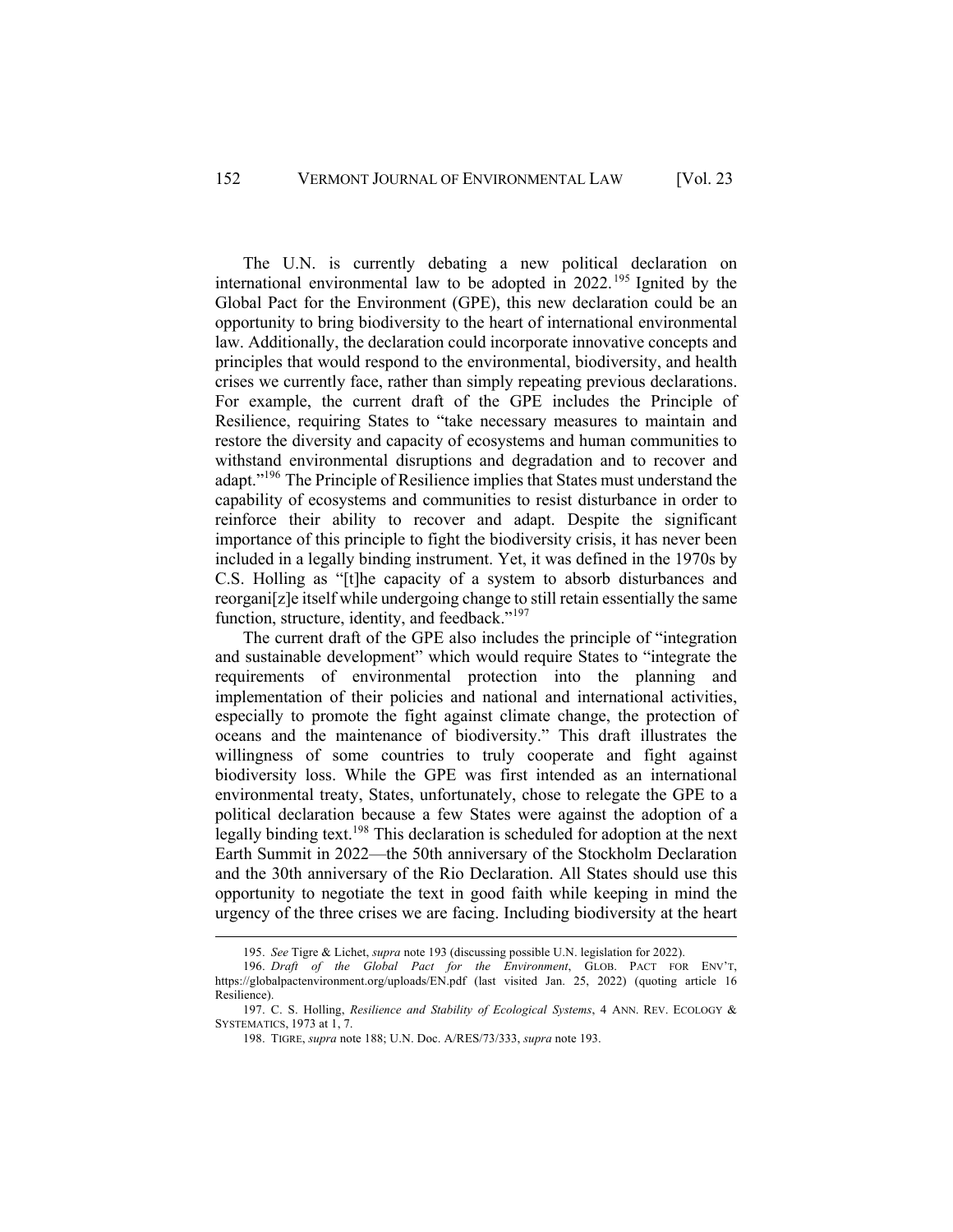The U.N. is currently debating a new political declaration on international environmental law to be adopted in 2022.[195] Ignited by the Global Pact for the Environment (GPE), this new declaration could be an opportunity to bring biodiversity to the heart of international environmental law. Additionally, the declaration could incorporate innovative concepts and principles that would respond to the environmental, biodiversity, and health crises we currently face, rather than simply repeating previous declarations. For example, the current draft of the GPE includes the Principle of Resilience, requiring States to "take necessary measures to maintain and restore the diversity and capacity of ecosystems and human communities to withstand environmental disruptions and degradation and to recover and adapt."[196] The Principle of Resilience implies that States must understand the capability of ecosystems and communities to resist disturbance in order to reinforce their ability to recover and adapt. Despite the significant importance of this principle to fight the biodiversity crisis, it has never been included in a legally binding instrument. Yet, it was defined in the 1970s by C.S. Holling as "[t]he capacity of a system to absorb disturbances and reorgani[z]e itself while undergoing change to still retain essentially the same function, structure, identity, and feedback."[197]

The current draft of the GPE also includes the principle of "integration and sustainable development" which would require States to "integrate the requirements of environmental protection into the planning and implementation of their policies and national and international activities, especially to promote the fight against climate change, the protection of oceans and the maintenance of biodiversity." This draft illustrates the willingness of some countries to truly cooperate and fight against biodiversity loss. While the GPE was first intended as an international environmental treaty, States, unfortunately, chose to relegate the GPE to a political declaration because a few States were against the adoption of a legally binding text.[198] This declaration is scheduled for adoption at the next Earth Summit in 2022—the 50th anniversary of the Stockholm Declaration and the 30th anniversary of the Rio Declaration. All States should use this opportunity to negotiate the text in good faith while keeping in mind the urgency of the three crises we are facing. Including biodiversity at the heart

---

195. *See* Tigre & Lichet, *supra* note 193 (discussing possible U.N. legislation for 2022).

196. *Draft of the Global Pact for the Environment*, GLOB. PACT FOR ENV'T, https://globalpactenvironment.org/uploads/EN.pdf (last visited Jan. 25, 2022) (quoting article 16 Resilience).

197. C. S. Holling, *Resilience and Stability of Ecological Systems*, 4 ANN. REV. ECOLOGY & SYSTEMATICS, 1973 at 1, 7.

198. TIGRE, *supra* note 188; U.N. Doc. A/RES/73/333, *supra* note 193.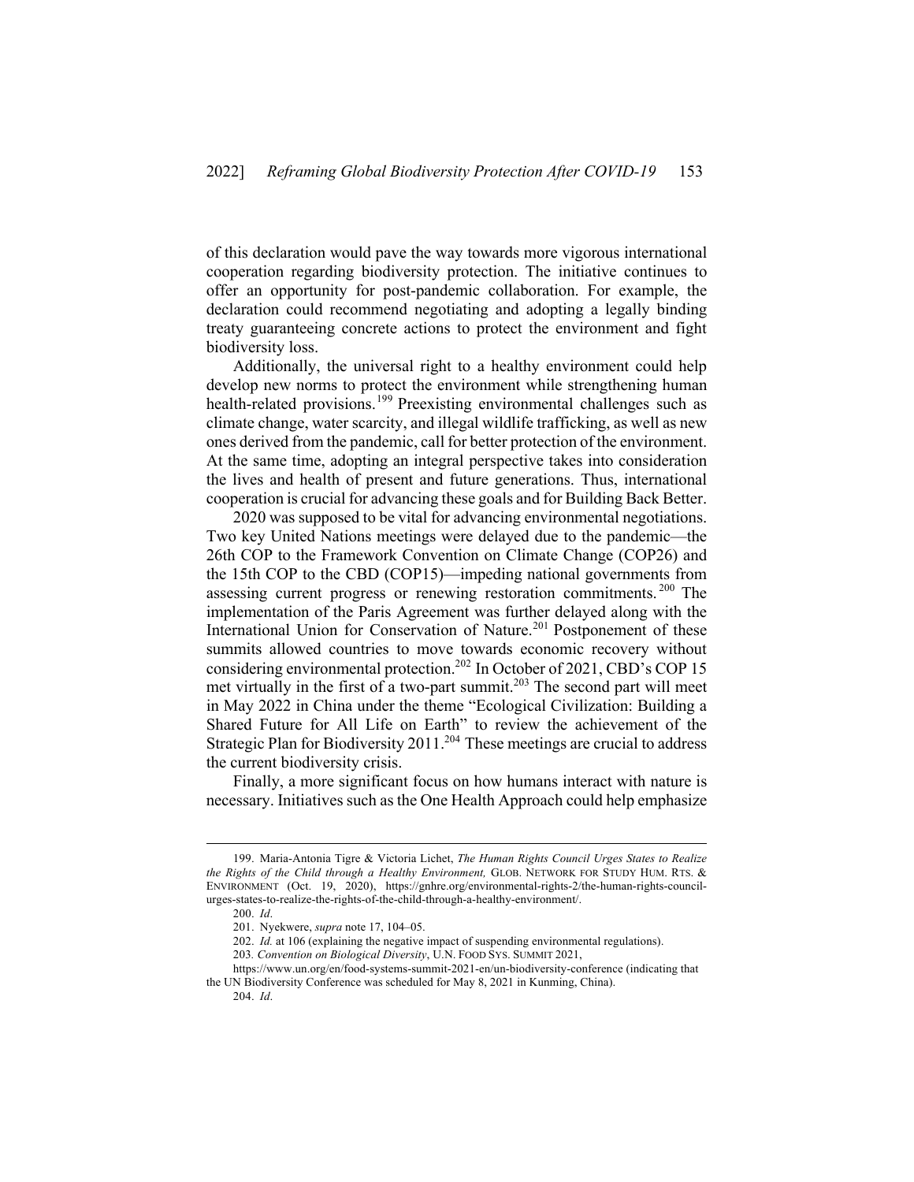of this declaration would pave the way towards more vigorous international cooperation regarding biodiversity protection. The initiative continues to offer an opportunity for post-pandemic collaboration. For example, the declaration could recommend negotiating and adopting a legally binding treaty guaranteeing concrete actions to protect the environment and fight biodiversity loss.

Additionally, the universal right to a healthy environment could help develop new norms to protect the environment while strengthening human health-related provisions.[199] Preexisting environmental challenges such as climate change, water scarcity, and illegal wildlife trafficking, as well as new ones derived from the pandemic, call for better protection of the environment. At the same time, adopting an integral perspective takes into consideration the lives and health of present and future generations. Thus, international cooperation is crucial for advancing these goals and for Building Back Better.

2020 was supposed to be vital for advancing environmental negotiations. Two key United Nations meetings were delayed due to the pandemic—the 26th COP to the Framework Convention on Climate Change (COP26) and the 15th COP to the CBD (COP15)—impeding national governments from assessing current progress or renewing restoration commitments.[200] The implementation of the Paris Agreement was further delayed along with the International Union for Conservation of Nature.[201] Postponement of these summits allowed countries to move towards economic recovery without considering environmental protection.[202] In October of 2021, CBD's COP 15 met virtually in the first of a two-part summit.[203] The second part will meet in May 2022 in China under the theme "Ecological Civilization: Building a Shared Future for All Life on Earth" to review the achievement of the Strategic Plan for Biodiversity 2011.[204] These meetings are crucial to address the current biodiversity crisis.

Finally, a more significant focus on how humans interact with nature is necessary. Initiatives such as the One Health Approach could help emphasize

---

199. Maria-Antonia Tigre & Victoria Lichet, *The Human Rights Council Urges States to Realize the Rights of the Child through a Healthy Environment,* GLOB. NETWORK FOR STUDY HUM. RTS. & ENVIRONMENT (Oct. 19, 2020), https://gnhre.org/environmental-rights-2/the-human-rights-council-urges-states-to-realize-the-rights-of-the-child-through-a-healthy-environment/.

200. *Id*.

201. Nyekwere, *supra* note 17, 104–05.

202. *Id.* at 106 (explaining the negative impact of suspending environmental regulations).

203. *Convention on Biological Diversity*, U.N. FOOD SYS. SUMMIT 2021, https://www.un.org/en/food-systems-summit-2021-en/un-biodiversity-conference (indicating that the UN Biodiversity Conference was scheduled for May 8, 2021 in Kunming, China).

204. *Id*.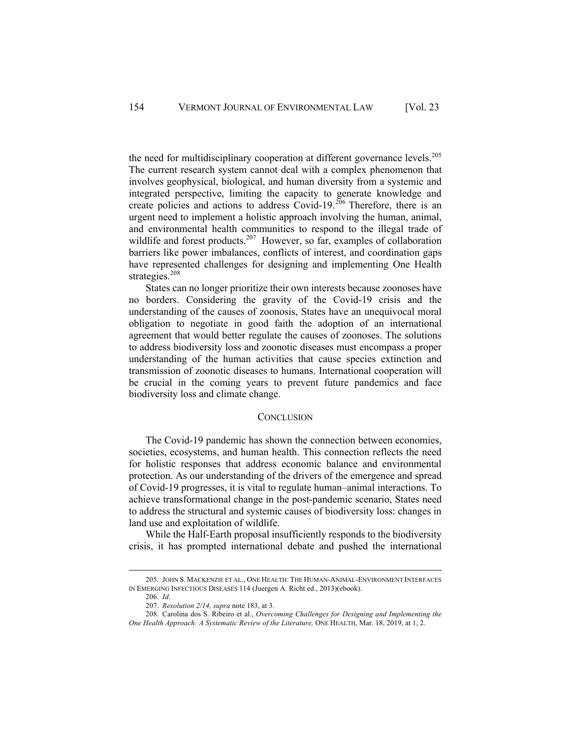the need for multidisciplinary cooperation at different governance levels.[205] The current research system cannot deal with a complex phenomenon that involves geophysical, biological, and human diversity from a systemic and integrated perspective, limiting the capacity to generate knowledge and create policies and actions to address Covid-19.[206] Therefore, there is an urgent need to implement a holistic approach involving the human, animal, and environmental health communities to respond to the illegal trade of wildlife and forest products.[207] However, so far, examples of collaboration barriers like power imbalances, conflicts of interest, and coordination gaps have represented challenges for designing and implementing One Health strategies.[208]

States can no longer prioritize their own interests because zoonoses have no borders. Considering the gravity of the Covid-19 crisis and the understanding of the causes of zoonosis, States have an unequivocal moral obligation to negotiate in good faith the adoption of an international agreement that would better regulate the causes of zoonoses. The solutions to address biodiversity loss and zoonotic diseases must encompass a proper understanding of the human activities that cause species extinction and transmission of zoonotic diseases to humans. International cooperation will be crucial in the coming years to prevent future pandemics and face biodiversity loss and climate change.

## CONCLUSION

The Covid-19 pandemic has shown the connection between economies, societies, ecosystems, and human health. This connection reflects the need for holistic responses that address economic balance and environmental protection. As our understanding of the drivers of the emergence and spread of Covid-19 progresses, it is vital to regulate human–animal interactions. To achieve transformational change in the post-pandemic scenario, States need to address the structural and systemic causes of biodiversity loss: changes in land use and exploitation of wildlife.

While the Half-Earth proposal insufficiently responds to the biodiversity crisis, it has prompted international debate and pushed the international

---

205. JOHN S. MACKENZIE ET AL., ONE HEALTH: THE HUMAN-ANIMAL-ENVIRONMENT INTERFACES IN EMERGING INFECTIOUS DISEASES 114 (Juergen A. Richt ed., 2013)(ebook).

206. *Id*.

207. *Resolution 2/14, supra* note 183, at 3.

208. Carolina dos S. Ribeiro et al., *Overcoming Challenges for Designing and Implementing the One Health Approach: A Systematic Review of the Literature,* ONE HEALTH, Mar. 18, 2019, at 1, 2.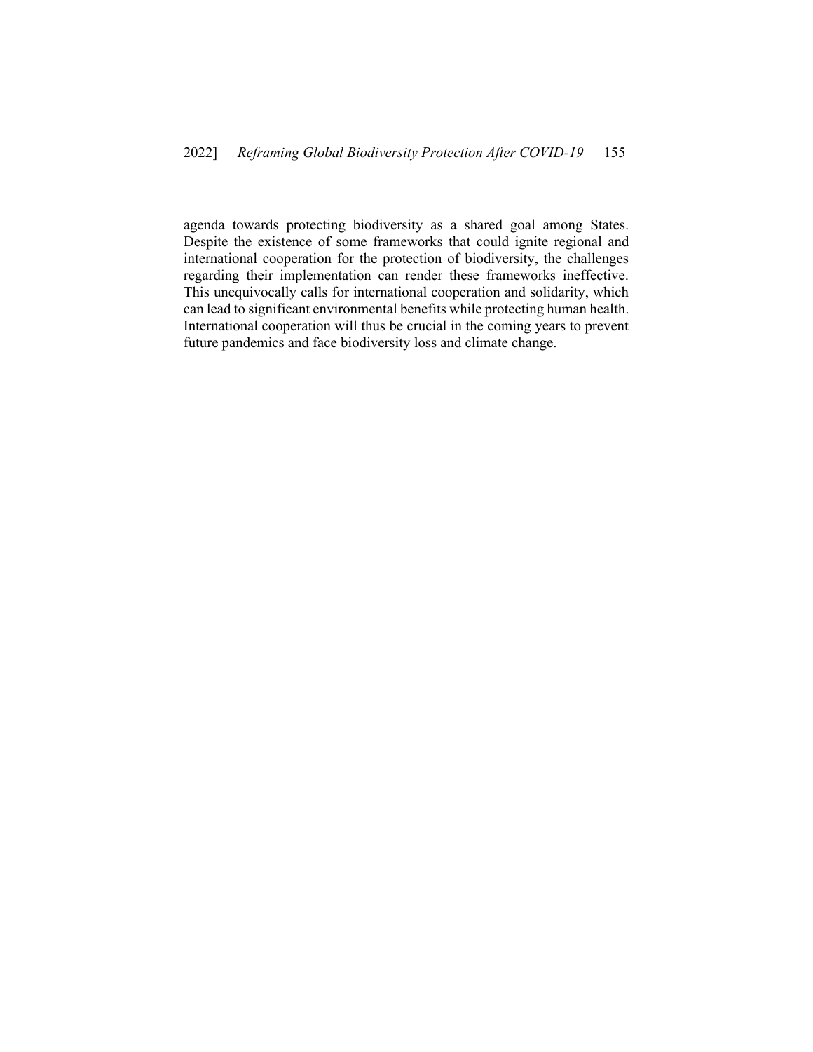agenda towards protecting biodiversity as a shared goal among States. Despite the existence of some frameworks that could ignite regional and international cooperation for the protection of biodiversity, the challenges regarding their implementation can render these frameworks ineffective. This unequivocally calls for international cooperation and solidarity, which can lead to significant environmental benefits while protecting human health. International cooperation will thus be crucial in the coming years to prevent future pandemics and face biodiversity loss and climate change.